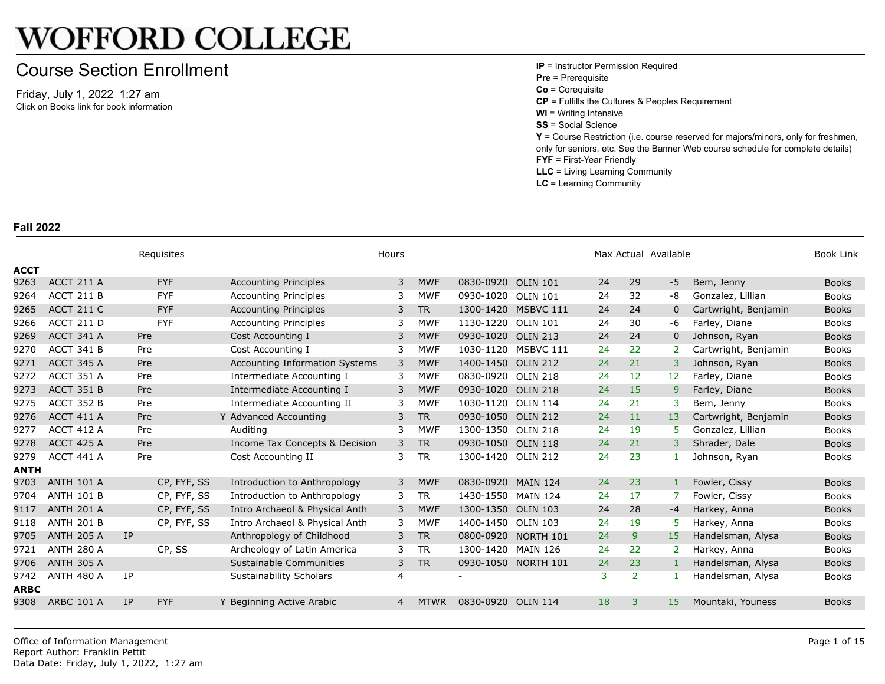# WOFFORD COLLEGE

## Course Section Enrollment

Friday, July 1, 2022 1:27 am

Click on Books link for book information

**IP** = Instructor Permission Required
**Pre** = Prerequisite
**Co** = Corequisite
**CP** = Fulfills the Cultures & Peoples Requirement
**WI** = Writing Intensive
**SS** = Social Science
**Y** = Course Restriction (i.e. course reserved for majors/minors, only for freshmen, only for seniors, etc. See the Banner Web course schedule for complete details)
**FYF** = First-Year Friendly
**LLC** = Living Learning Community
**LC** = Learning Community

### Fall 2022

| | | Requisites | | | | Hours | | | | Max | Actual | Available | | Book Link |
|---|---|---|---|---|---|---|---|---|---|---|---|---|---|---|
| **ACCT** | | | | | | | | | | | | | | |
| 9263 | ACCT 211 A | | FYF | | Accounting Principles | 3 | MWF | 0830-0920 | OLIN 101 | 24 | 29 | -5 | Bem, Jenny | Books |
| 9264 | ACCT 211 B | | FYF | | Accounting Principles | 3 | MWF | 0930-1020 | OLIN 101 | 24 | 32 | -8 | Gonzalez, Lillian | Books |
| 9265 | ACCT 211 C | | FYF | | Accounting Principles | 3 | TR | 1300-1420 | MSBVC 111 | 24 | 24 | 0 | Cartwright, Benjamin | Books |
| 9266 | ACCT 211 D | | FYF | | Accounting Principles | 3 | MWF | 1130-1220 | OLIN 101 | 24 | 30 | -6 | Farley, Diane | Books |
| 9269 | ACCT 341 A | Pre | | | Cost Accounting I | 3 | MWF | 0930-1020 | OLIN 213 | 24 | 24 | 0 | Johnson, Ryan | Books |
| 9270 | ACCT 341 B | Pre | | | Cost Accounting I | 3 | MWF | 1030-1120 | MSBVC 111 | 24 | 22 | 2 | Cartwright, Benjamin | Books |
| 9271 | ACCT 345 A | Pre | | | Accounting Information Systems | 3 | MWF | 1400-1450 | OLIN 212 | 24 | 21 | 3 | Johnson, Ryan | Books |
| 9272 | ACCT 351 A | Pre | | | Intermediate Accounting I | 3 | MWF | 0830-0920 | OLIN 218 | 24 | 12 | 12 | Farley, Diane | Books |
| 9273 | ACCT 351 B | Pre | | | Intermediate Accounting I | 3 | MWF | 0930-1020 | OLIN 218 | 24 | 15 | 9 | Farley, Diane | Books |
| 9275 | ACCT 352 B | Pre | | | Intermediate Accounting II | 3 | MWF | 1030-1120 | OLIN 114 | 24 | 21 | 3 | Bem, Jenny | Books |
| 9276 | ACCT 411 A | Pre | | Y | Advanced Accounting | 3 | TR | 0930-1050 | OLIN 212 | 24 | 11 | 13 | Cartwright, Benjamin | Books |
| 9277 | ACCT 412 A | Pre | | | Auditing | 3 | MWF | 1300-1350 | OLIN 218 | 24 | 19 | 5 | Gonzalez, Lillian | Books |
| 9278 | ACCT 425 A | Pre | | | Income Tax Concepts & Decision | 3 | TR | 0930-1050 | OLIN 118 | 24 | 21 | 3 | Shrader, Dale | Books |
| 9279 | ACCT 441 A | Pre | | | Cost Accounting II | 3 | TR | 1300-1420 | OLIN 212 | 24 | 23 | 1 | Johnson, Ryan | Books |
| **ANTH** | | | | | | | | | | | | | | |
| 9703 | ANTH 101 A | | CP, FYF, SS | | Introduction to Anthropology | 3 | MWF | 0830-0920 | MAIN 124 | 24 | 23 | 1 | Fowler, Cissy | Books |
| 9704 | ANTH 101 B | | CP, FYF, SS | | Introduction to Anthropology | 3 | TR | 1430-1550 | MAIN 124 | 24 | 17 | 7 | Fowler, Cissy | Books |
| 9117 | ANTH 201 A | | CP, FYF, SS | | Intro Archaeol & Physical Anth | 3 | MWF | 1300-1350 | OLIN 103 | 24 | 28 | -4 | Harkey, Anna | Books |
| 9118 | ANTH 201 B | | CP, FYF, SS | | Intro Archaeol & Physical Anth | 3 | MWF | 1400-1450 | OLIN 103 | 24 | 19 | 5 | Harkey, Anna | Books |
| 9705 | ANTH 205 A | IP | | | Anthropology of Childhood | 3 | TR | 0800-0920 | NORTH 101 | 24 | 9 | 15 | Handelsman, Alysa | Books |
| 9721 | ANTH 280 A | | CP, SS | | Archeology of Latin America | 3 | TR | 1300-1420 | MAIN 126 | 24 | 22 | 2 | Harkey, Anna | Books |
| 9706 | ANTH 305 A | | | | Sustainable Communities | 3 | TR | 0930-1050 | NORTH 101 | 24 | 23 | 1 | Handelsman, Alysa | Books |
| 9742 | ANTH 480 A | IP | | | Sustainability Scholars | 4 | | - | | 3 | 2 | 1 | Handelsman, Alysa | Books |
| **ARBC** | | | | | | | | | | | | | | |
| 9308 | ARBC 101 A | IP | FYF | Y | Beginning Active Arabic | 4 | MTWR | 0830-0920 | OLIN 114 | 18 | 3 | 15 | Mountaki, Youness | Books |

Office of Information Management
Report Author: Franklin Pettit
Data Date: Friday, July 1, 2022, 1:27 am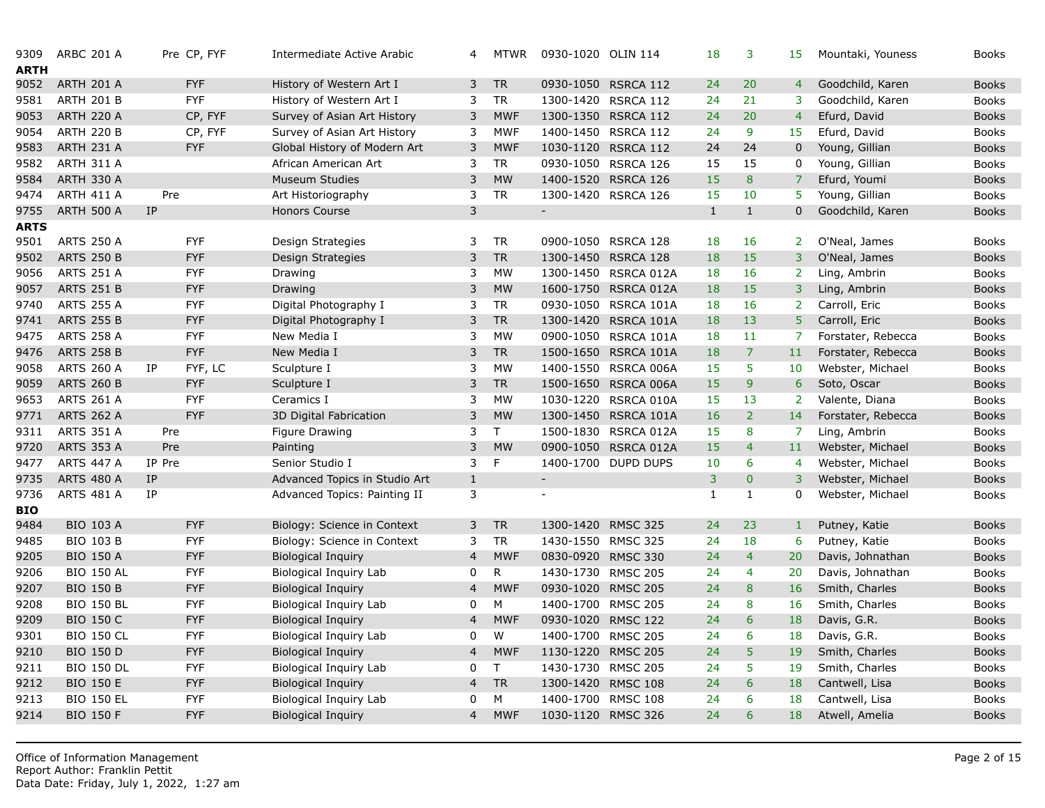| | | | | | | | | | | | | | |
|---|---|---|---|---|---|---|---|---|---|---|---|---|---|
| 9309 | ARBC 201 A | | Pre | CP, FYF | Intermediate Active Arabic | 4 | MTWR | 0930-1020 | OLIN 114 | 18 | 3 | 15 | Mountaki, Youness | Books |
| **ARTH** | | | | | | | | | | | | | | |
| 9052 | ARTH 201 A | | | FYF | History of Western Art I | 3 | TR | 0930-1050 | RSRCA 112 | 24 | 20 | 4 | Goodchild, Karen | Books |
| 9581 | ARTH 201 B | | | FYF | History of Western Art I | 3 | TR | 1300-1420 | RSRCA 112 | 24 | 21 | 3 | Goodchild, Karen | Books |
| 9053 | ARTH 220 A | | | CP, FYF | Survey of Asian Art History | 3 | MWF | 1300-1350 | RSRCA 112 | 24 | 20 | 4 | Efurd, David | Books |
| 9054 | ARTH 220 B | | | CP, FYF | Survey of Asian Art History | 3 | MWF | 1400-1450 | RSRCA 112 | 24 | 9 | 15 | Efurd, David | Books |
| 9583 | ARTH 231 A | | | FYF | Global History of Modern Art | 3 | MWF | 1030-1120 | RSRCA 112 | 24 | 24 | 0 | Young, Gillian | Books |
| 9582 | ARTH 311 A | | | | African American Art | 3 | TR | 0930-1050 | RSRCA 126 | 15 | 15 | 0 | Young, Gillian | Books |
| 9584 | ARTH 330 A | | | | Museum Studies | 3 | MW | 1400-1520 | RSRCA 126 | 15 | 8 | 7 | Efurd, Youmi | Books |
| 9474 | ARTH 411 A | | Pre | | Art Historiography | 3 | TR | 1300-1420 | RSRCA 126 | 15 | 10 | 5 | Young, Gillian | Books |
| 9755 | ARTH 500 A | IP | | | Honors Course | 3 | | - | | 1 | 1 | 0 | Goodchild, Karen | Books |
| **ARTS** | | | | | | | | | | | | | | |
| 9501 | ARTS 250 A | | | FYF | Design Strategies | 3 | TR | 0900-1050 | RSRCA 128 | 18 | 16 | 2 | O'Neal, James | Books |
| 9502 | ARTS 250 B | | | FYF | Design Strategies | 3 | TR | 1300-1450 | RSRCA 128 | 18 | 15 | 3 | O'Neal, James | Books |
| 9056 | ARTS 251 A | | | FYF | Drawing | 3 | MW | 1300-1450 | RSRCA 012A | 18 | 16 | 2 | Ling, Ambrin | Books |
| 9057 | ARTS 251 B | | | FYF | Drawing | 3 | MW | 1600-1750 | RSRCA 012A | 18 | 15 | 3 | Ling, Ambrin | Books |
| 9740 | ARTS 255 A | | | FYF | Digital Photography I | 3 | TR | 0930-1050 | RSRCA 101A | 18 | 16 | 2 | Carroll, Eric | Books |
| 9741 | ARTS 255 B | | | FYF | Digital Photography I | 3 | TR | 1300-1420 | RSRCA 101A | 18 | 13 | 5 | Carroll, Eric | Books |
| 9475 | ARTS 258 A | | | FYF | New Media I | 3 | MW | 0900-1050 | RSRCA 101A | 18 | 11 | 7 | Forstater, Rebecca | Books |
| 9476 | ARTS 258 B | | | FYF | New Media I | 3 | TR | 1500-1650 | RSRCA 101A | 18 | 7 | 11 | Forstater, Rebecca | Books |
| 9058 | ARTS 260 A | IP | | FYF, LC | Sculpture I | 3 | MW | 1400-1550 | RSRCA 006A | 15 | 5 | 10 | Webster, Michael | Books |
| 9059 | ARTS 260 B | | | FYF | Sculpture I | 3 | TR | 1500-1650 | RSRCA 006A | 15 | 9 | 6 | Soto, Oscar | Books |
| 9653 | ARTS 261 A | | | FYF | Ceramics I | 3 | MW | 1030-1220 | RSRCA 010A | 15 | 13 | 2 | Valente, Diana | Books |
| 9771 | ARTS 262 A | | | FYF | 3D Digital Fabrication | 3 | MW | 1300-1450 | RSRCA 101A | 16 | 2 | 14 | Forstater, Rebecca | Books |
| 9311 | ARTS 351 A | | Pre | | Figure Drawing | 3 | T | 1500-1830 | RSRCA 012A | 15 | 8 | 7 | Ling, Ambrin | Books |
| 9720 | ARTS 353 A | | Pre | | Painting | 3 | MW | 0900-1050 | RSRCA 012A | 15 | 4 | 11 | Webster, Michael | Books |
| 9477 | ARTS 447 A | IP | Pre | | Senior Studio I | 3 | F | 1400-1700 | DUPD DUPS | 10 | 6 | 4 | Webster, Michael | Books |
| 9735 | ARTS 480 A | IP | | | Advanced Topics in Studio Art | 1 | | - | | 3 | 0 | 3 | Webster, Michael | Books |
| 9736 | ARTS 481 A | IP | | | Advanced Topics: Painting II | 3 | | - | | 1 | 1 | 0 | Webster, Michael | Books |
| **BIO** | | | | | | | | | | | | | | |
| 9484 | BIO 103 A | | | FYF | Biology: Science in Context | 3 | TR | 1300-1420 | RMSC 325 | 24 | 23 | 1 | Putney, Katie | Books |
| 9485 | BIO 103 B | | | FYF | Biology: Science in Context | 3 | TR | 1430-1550 | RMSC 325 | 24 | 18 | 6 | Putney, Katie | Books |
| 9205 | BIO 150 A | | | FYF | Biological Inquiry | 4 | MWF | 0830-0920 | RMSC 330 | 24 | 4 | 20 | Davis, Johnathan | Books |
| 9206 | BIO 150 AL | | | FYF | Biological Inquiry Lab | 0 | R | 1430-1730 | RMSC 205 | 24 | 4 | 20 | Davis, Johnathan | Books |
| 9207 | BIO 150 B | | | FYF | Biological Inquiry | 4 | MWF | 0930-1020 | RMSC 205 | 24 | 8 | 16 | Smith, Charles | Books |
| 9208 | BIO 150 BL | | | FYF | Biological Inquiry Lab | 0 | M | 1400-1700 | RMSC 205 | 24 | 8 | 16 | Smith, Charles | Books |
| 9209 | BIO 150 C | | | FYF | Biological Inquiry | 4 | MWF | 0930-1020 | RMSC 122 | 24 | 6 | 18 | Davis, G.R. | Books |
| 9301 | BIO 150 CL | | | FYF | Biological Inquiry Lab | 0 | W | 1400-1700 | RMSC 205 | 24 | 6 | 18 | Davis, G.R. | Books |
| 9210 | BIO 150 D | | | FYF | Biological Inquiry | 4 | MWF | 1130-1220 | RMSC 205 | 24 | 5 | 19 | Smith, Charles | Books |
| 9211 | BIO 150 DL | | | FYF | Biological Inquiry Lab | 0 | T | 1430-1730 | RMSC 205 | 24 | 5 | 19 | Smith, Charles | Books |
| 9212 | BIO 150 E | | | FYF | Biological Inquiry | 4 | TR | 1300-1420 | RMSC 108 | 24 | 6 | 18 | Cantwell, Lisa | Books |
| 9213 | BIO 150 EL | | | FYF | Biological Inquiry Lab | 0 | M | 1400-1700 | RMSC 108 | 24 | 6 | 18 | Cantwell, Lisa | Books |
| 9214 | BIO 150 F | | | FYF | Biological Inquiry | 4 | MWF | 1030-1120 | RMSC 326 | 24 | 6 | 18 | Atwell, Amelia | Books |

Office of Information Management
Report Author: Franklin Pettit
Data Date: Friday, July 1, 2022, 1:27 am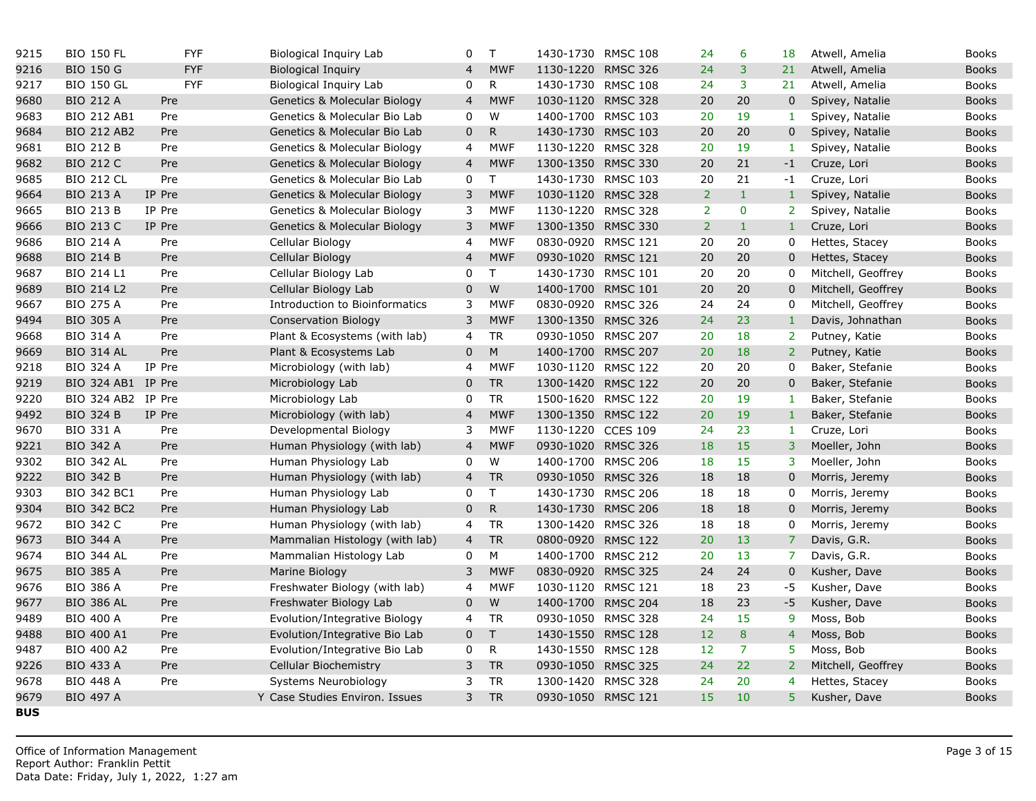| | | | | | | | | | | | | | |
|---|---|---|---|---|---|---|---|---|---|---|---|---|---|
| 9215 | BIO 150 FL | | FYF | Biological Inquiry Lab | 0 | T | 1430-1730 | RMSC 108 | 24 | 6 | 18 | Atwell, Amelia | Books |
| 9216 | BIO 150 G | | FYF | Biological Inquiry | 4 | MWF | 1130-1220 | RMSC 326 | 24 | 3 | 21 | Atwell, Amelia | Books |
| 9217 | BIO 150 GL | | FYF | Biological Inquiry Lab | 0 | R | 1430-1730 | RMSC 108 | 24 | 3 | 21 | Atwell, Amelia | Books |
| 9680 | BIO 212 A | Pre | | Genetics & Molecular Biology | 4 | MWF | 1030-1120 | RMSC 328 | 20 | 20 | 0 | Spivey, Natalie | Books |
| 9683 | BIO 212 AB1 | Pre | | Genetics & Molecular Bio Lab | 0 | W | 1400-1700 | RMSC 103 | 20 | 19 | 1 | Spivey, Natalie | Books |
| 9684 | BIO 212 AB2 | Pre | | Genetics & Molecular Bio Lab | 0 | R | 1430-1730 | RMSC 103 | 20 | 20 | 0 | Spivey, Natalie | Books |
| 9681 | BIO 212 B | Pre | | Genetics & Molecular Biology | 4 | MWF | 1130-1220 | RMSC 328 | 20 | 19 | 1 | Spivey, Natalie | Books |
| 9682 | BIO 212 C | Pre | | Genetics & Molecular Biology | 4 | MWF | 1300-1350 | RMSC 330 | 20 | 21 | -1 | Cruze, Lori | Books |
| 9685 | BIO 212 CL | Pre | | Genetics & Molecular Bio Lab | 0 | T | 1430-1730 | RMSC 103 | 20 | 21 | -1 | Cruze, Lori | Books |
| 9664 | BIO 213 A | IP Pre | | Genetics & Molecular Biology | 3 | MWF | 1030-1120 | RMSC 328 | 2 | 1 | 1 | Spivey, Natalie | Books |
| 9665 | BIO 213 B | IP Pre | | Genetics & Molecular Biology | 3 | MWF | 1130-1220 | RMSC 328 | 2 | 0 | 2 | Spivey, Natalie | Books |
| 9666 | BIO 213 C | IP Pre | | Genetics & Molecular Biology | 3 | MWF | 1300-1350 | RMSC 330 | 2 | 1 | 1 | Cruze, Lori | Books |
| 9686 | BIO 214 A | Pre | | Cellular Biology | 4 | MWF | 0830-0920 | RMSC 121 | 20 | 20 | 0 | Hettes, Stacey | Books |
| 9688 | BIO 214 B | Pre | | Cellular Biology | 4 | MWF | 0930-1020 | RMSC 121 | 20 | 20 | 0 | Hettes, Stacey | Books |
| 9687 | BIO 214 L1 | Pre | | Cellular Biology Lab | 0 | T | 1430-1730 | RMSC 101 | 20 | 20 | 0 | Mitchell, Geoffrey | Books |
| 9689 | BIO 214 L2 | Pre | | Cellular Biology Lab | 0 | W | 1400-1700 | RMSC 101 | 20 | 20 | 0 | Mitchell, Geoffrey | Books |
| 9667 | BIO 275 A | Pre | | Introduction to Bioinformatics | 3 | MWF | 0830-0920 | RMSC 326 | 24 | 24 | 0 | Mitchell, Geoffrey | Books |
| 9494 | BIO 305 A | Pre | | Conservation Biology | 3 | MWF | 1300-1350 | RMSC 326 | 24 | 23 | 1 | Davis, Johnathan | Books |
| 9668 | BIO 314 A | Pre | | Plant & Ecosystems (with lab) | 4 | TR | 0930-1050 | RMSC 207 | 20 | 18 | 2 | Putney, Katie | Books |
| 9669 | BIO 314 AL | Pre | | Plant & Ecosystems Lab | 0 | M | 1400-1700 | RMSC 207 | 20 | 18 | 2 | Putney, Katie | Books |
| 9218 | BIO 324 A | IP Pre | | Microbiology (with lab) | 4 | MWF | 1030-1120 | RMSC 122 | 20 | 20 | 0 | Baker, Stefanie | Books |
| 9219 | BIO 324 AB1 | IP Pre | | Microbiology Lab | 0 | TR | 1300-1420 | RMSC 122 | 20 | 20 | 0 | Baker, Stefanie | Books |
| 9220 | BIO 324 AB2 | IP Pre | | Microbiology Lab | 0 | TR | 1500-1620 | RMSC 122 | 20 | 19 | 1 | Baker, Stefanie | Books |
| 9492 | BIO 324 B | IP Pre | | Microbiology (with lab) | 4 | MWF | 1300-1350 | RMSC 122 | 20 | 19 | 1 | Baker, Stefanie | Books |
| 9670 | BIO 331 A | Pre | | Developmental Biology | 3 | MWF | 1130-1220 | CCES 109 | 24 | 23 | 1 | Cruze, Lori | Books |
| 9221 | BIO 342 A | Pre | | Human Physiology (with lab) | 4 | MWF | 0930-1020 | RMSC 326 | 18 | 15 | 3 | Moeller, John | Books |
| 9302 | BIO 342 AL | Pre | | Human Physiology Lab | 0 | W | 1400-1700 | RMSC 206 | 18 | 15 | 3 | Moeller, John | Books |
| 9222 | BIO 342 B | Pre | | Human Physiology (with lab) | 4 | TR | 0930-1050 | RMSC 326 | 18 | 18 | 0 | Morris, Jeremy | Books |
| 9303 | BIO 342 BC1 | Pre | | Human Physiology Lab | 0 | T | 1430-1730 | RMSC 206 | 18 | 18 | 0 | Morris, Jeremy | Books |
| 9304 | BIO 342 BC2 | Pre | | Human Physiology Lab | 0 | R | 1430-1730 | RMSC 206 | 18 | 18 | 0 | Morris, Jeremy | Books |
| 9672 | BIO 342 C | Pre | | Human Physiology (with lab) | 4 | TR | 1300-1420 | RMSC 326 | 18 | 18 | 0 | Morris, Jeremy | Books |
| 9673 | BIO 344 A | Pre | | Mammalian Histology (with lab) | 4 | TR | 0800-0920 | RMSC 122 | 20 | 13 | 7 | Davis, G.R. | Books |
| 9674 | BIO 344 AL | Pre | | Mammalian Histology Lab | 0 | M | 1400-1700 | RMSC 212 | 20 | 13 | 7 | Davis, G.R. | Books |
| 9675 | BIO 385 A | Pre | | Marine Biology | 3 | MWF | 0830-0920 | RMSC 325 | 24 | 24 | 0 | Kusher, Dave | Books |
| 9676 | BIO 386 A | Pre | | Freshwater Biology (with lab) | 4 | MWF | 1030-1120 | RMSC 121 | 18 | 23 | -5 | Kusher, Dave | Books |
| 9677 | BIO 386 AL | Pre | | Freshwater Biology Lab | 0 | W | 1400-1700 | RMSC 204 | 18 | 23 | -5 | Kusher, Dave | Books |
| 9489 | BIO 400 A | Pre | | Evolution/Integrative Biology | 4 | TR | 0930-1050 | RMSC 328 | 24 | 15 | 9 | Moss, Bob | Books |
| 9488 | BIO 400 A1 | Pre | | Evolution/Integrative Bio Lab | 0 | T | 1430-1550 | RMSC 128 | 12 | 8 | 4 | Moss, Bob | Books |
| 9487 | BIO 400 A2 | Pre | | Evolution/Integrative Bio Lab | 0 | R | 1430-1550 | RMSC 128 | 12 | 7 | 5 | Moss, Bob | Books |
| 9226 | BIO 433 A | Pre | | Cellular Biochemistry | 3 | TR | 0930-1050 | RMSC 325 | 24 | 22 | 2 | Mitchell, Geoffrey | Books |
| 9678 | BIO 448 A | Pre | | Systems Neurobiology | 3 | TR | 1300-1420 | RMSC 328 | 24 | 20 | 4 | Hettes, Stacey | Books |
| 9679 | BIO 497 A | | | Y Case Studies Environ. Issues | 3 | TR | 0930-1050 | RMSC 121 | 15 | 10 | 5 | Kusher, Dave | Books |

**BUS**

Office of Information Management
Report Author: Franklin Pettit
Data Date: Friday, July 1, 2022, 1:27 am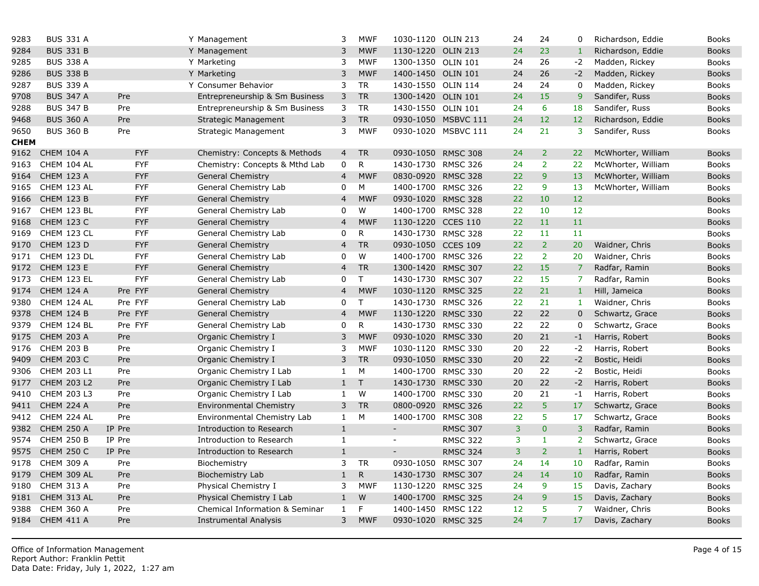| | | | | | | | | | | | | | | |
|---|---|---|---|---|---|---|---|---|---|---|---|---|---|---|
| 9283 | BUS 331 A | | | Y | Management | 3 | MWF | 1030-1120 | OLIN 213 | 24 | 24 | 0 | Richardson, Eddie | Books |
| 9284 | BUS 331 B | | | Y | Management | 3 | MWF | 1130-1220 | OLIN 213 | 24 | 23 | 1 | Richardson, Eddie | Books |
| 9285 | BUS 338 A | | | Y | Marketing | 3 | MWF | 1300-1350 | OLIN 101 | 24 | 26 | -2 | Madden, Rickey | Books |
| 9286 | BUS 338 B | | | Y | Marketing | 3 | MWF | 1400-1450 | OLIN 101 | 24 | 26 | -2 | Madden, Rickey | Books |
| 9287 | BUS 339 A | | | Y | Consumer Behavior | 3 | TR | 1430-1550 | OLIN 114 | 24 | 24 | 0 | Madden, Rickey | Books |
| 9708 | BUS 347 A | Pre | | | Entrepreneurship & Sm Business | 3 | TR | 1300-1420 | OLIN 101 | 24 | 15 | 9 | Sandifer, Russ | Books |
| 9288 | BUS 347 B | Pre | | | Entrepreneurship & Sm Business | 3 | TR | 1430-1550 | OLIN 101 | 24 | 6 | 18 | Sandifer, Russ | Books |
| 9468 | BUS 360 A | Pre | | | Strategic Management | 3 | TR | 0930-1050 | MSBVC 111 | 24 | 12 | 12 | Richardson, Eddie | Books |
| 9650 | BUS 360 B | Pre | | | Strategic Management | 3 | MWF | 0930-1020 | MSBVC 111 | 24 | 21 | 3 | Sandifer, Russ | Books |
| **CHEM** | | | | | | | | | | | | | | |
| 9162 | CHEM 104 A | | FYF | | Chemistry: Concepts & Methods | 4 | TR | 0930-1050 | RMSC 308 | 24 | 2 | 22 | McWhorter, William | Books |
| 9163 | CHEM 104 AL | | FYF | | Chemistry: Concepts & Mthd Lab | 0 | R | 1430-1730 | RMSC 326 | 24 | 2 | 22 | McWhorter, William | Books |
| 9164 | CHEM 123 A | | FYF | | General Chemistry | 4 | MWF | 0830-0920 | RMSC 328 | 22 | 9 | 13 | McWhorter, William | Books |
| 9165 | CHEM 123 AL | | FYF | | General Chemistry Lab | 0 | M | 1400-1700 | RMSC 326 | 22 | 9 | 13 | McWhorter, William | Books |
| 9166 | CHEM 123 B | | FYF | | General Chemistry | 4 | MWF | 0930-1020 | RMSC 328 | 22 | 10 | 12 | | Books |
| 9167 | CHEM 123 BL | | FYF | | General Chemistry Lab | 0 | W | 1400-1700 | RMSC 328 | 22 | 10 | 12 | | Books |
| 9168 | CHEM 123 C | | FYF | | General Chemistry | 4 | MWF | 1130-1220 | CCES 110 | 22 | 11 | 11 | | Books |
| 9169 | CHEM 123 CL | | FYF | | General Chemistry Lab | 0 | R | 1430-1730 | RMSC 328 | 22 | 11 | 11 | | Books |
| 9170 | CHEM 123 D | | FYF | | General Chemistry | 4 | TR | 0930-1050 | CCES 109 | 22 | 2 | 20 | Waidner, Chris | Books |
| 9171 | CHEM 123 DL | | FYF | | General Chemistry Lab | 0 | W | 1400-1700 | RMSC 326 | 22 | 2 | 20 | Waidner, Chris | Books |
| 9172 | CHEM 123 E | | FYF | | General Chemistry | 4 | TR | 1300-1420 | RMSC 307 | 22 | 15 | 7 | Radfar, Ramin | Books |
| 9173 | CHEM 123 EL | | FYF | | General Chemistry Lab | 0 | T | 1430-1730 | RMSC 307 | 22 | 15 | 7 | Radfar, Ramin | Books |
| 9174 | CHEM 124 A | Pre | FYF | | General Chemistry | 4 | MWF | 1030-1120 | RMSC 325 | 22 | 21 | 1 | Hill, Jameica | Books |
| 9380 | CHEM 124 AL | Pre | FYF | | General Chemistry Lab | 0 | T | 1430-1730 | RMSC 326 | 22 | 21 | 1 | Waidner, Chris | Books |
| 9378 | CHEM 124 B | Pre | FYF | | General Chemistry | 4 | MWF | 1130-1220 | RMSC 330 | 22 | 22 | 0 | Schwartz, Grace | Books |
| 9379 | CHEM 124 BL | Pre | FYF | | General Chemistry Lab | 0 | R | 1430-1730 | RMSC 330 | 22 | 22 | 0 | Schwartz, Grace | Books |
| 9175 | CHEM 203 A | Pre | | | Organic Chemistry I | 3 | MWF | 0930-1020 | RMSC 330 | 20 | 21 | -1 | Harris, Robert | Books |
| 9176 | CHEM 203 B | Pre | | | Organic Chemistry I | 3 | MWF | 1030-1120 | RMSC 330 | 20 | 22 | -2 | Harris, Robert | Books |
| 9409 | CHEM 203 C | Pre | | | Organic Chemistry I | 3 | TR | 0930-1050 | RMSC 330 | 20 | 22 | -2 | Bostic, Heidi | Books |
| 9306 | CHEM 203 L1 | Pre | | | Organic Chemistry I Lab | 1 | M | 1400-1700 | RMSC 330 | 20 | 22 | -2 | Bostic, Heidi | Books |
| 9177 | CHEM 203 L2 | Pre | | | Organic Chemistry I Lab | 1 | T | 1430-1730 | RMSC 330 | 20 | 22 | -2 | Harris, Robert | Books |
| 9410 | CHEM 203 L3 | Pre | | | Organic Chemistry I Lab | 1 | W | 1400-1700 | RMSC 330 | 20 | 21 | -1 | Harris, Robert | Books |
| 9411 | CHEM 224 A | Pre | | | Environmental Chemistry | 3 | TR | 0800-0920 | RMSC 326 | 22 | 5 | 17 | Schwartz, Grace | Books |
| 9412 | CHEM 224 AL | Pre | | | Environmental Chemistry Lab | 1 | M | 1400-1700 | RMSC 308 | 22 | 5 | 17 | Schwartz, Grace | Books |
| 9382 | CHEM 250 A | IP Pre | | | Introduction to Research | 1 | | - | RMSC 307 | 3 | 0 | 3 | Radfar, Ramin | Books |
| 9574 | CHEM 250 B | IP Pre | | | Introduction to Research | 1 | | - | RMSC 322 | 3 | 1 | 2 | Schwartz, Grace | Books |
| 9575 | CHEM 250 C | IP Pre | | | Introduction to Research | 1 | | - | RMSC 324 | 3 | 2 | 1 | Harris, Robert | Books |
| 9178 | CHEM 309 A | Pre | | | Biochemistry | 3 | TR | 0930-1050 | RMSC 307 | 24 | 14 | 10 | Radfar, Ramin | Books |
| 9179 | CHEM 309 AL | Pre | | | Biochemistry Lab | 1 | R | 1430-1730 | RMSC 307 | 24 | 14 | 10 | Radfar, Ramin | Books |
| 9180 | CHEM 313 A | Pre | | | Physical Chemistry I | 3 | MWF | 1130-1220 | RMSC 325 | 24 | 9 | 15 | Davis, Zachary | Books |
| 9181 | CHEM 313 AL | Pre | | | Physical Chemistry I Lab | 1 | W | 1400-1700 | RMSC 325 | 24 | 9 | 15 | Davis, Zachary | Books |
| 9388 | CHEM 360 A | Pre | | | Chemical Information & Seminar | 1 | F | 1400-1450 | RMSC 122 | 12 | 5 | 7 | Waidner, Chris | Books |
| 9184 | CHEM 411 A | Pre | | | Instrumental Analysis | 3 | MWF | 0930-1020 | RMSC 325 | 24 | 7 | 17 | Davis, Zachary | Books |

Office of Information Management
Report Author: Franklin Pettit
Data Date: Friday, July 1, 2022, 1:27 am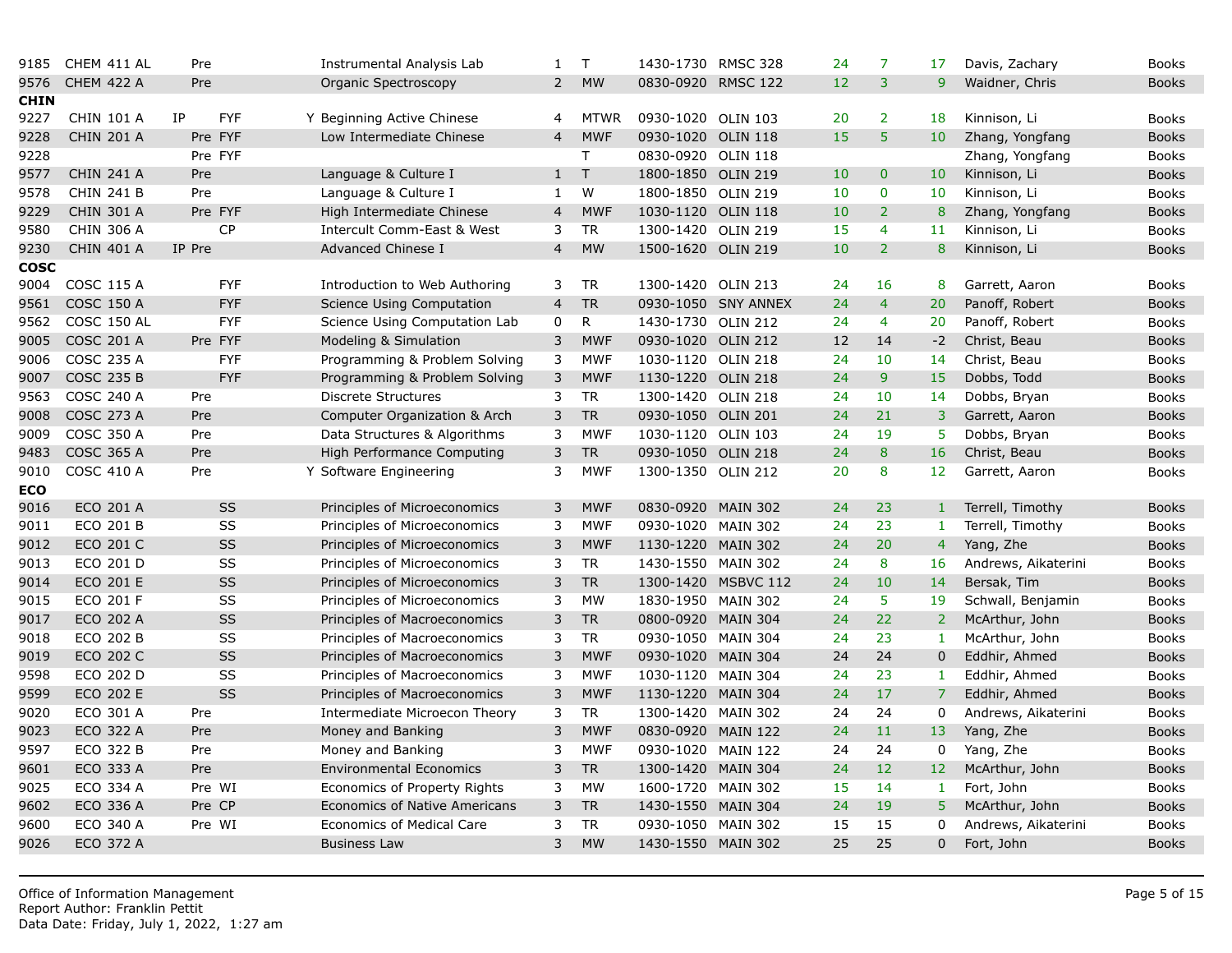| CRN | Course | | | | | Title | Cr | Days | Time | Room | Cap | Enr | Avail | Instructor | |
|---|---|---|---|---|---|---|---|---|---|---|---|---|---|---|---|
| 9185 | CHEM 411 AL | | Pre | | | Instrumental Analysis Lab | 1 | T | 1430-1730 | RMSC 328 | 24 | 7 | 17 | Davis, Zachary | Books |
| 9576 | CHEM 422 A | | Pre | | | Organic Spectroscopy | 2 | MW | 0830-0920 | RMSC 122 | 12 | 3 | 9 | Waidner, Chris | Books |
| **CHIN** | | | | | | | | | | | | | | | |
| 9227 | CHIN 101 A | IP | | FYF | Y | Beginning Active Chinese | 4 | MTWR | 0930-1020 | OLIN 103 | 20 | 2 | 18 | Kinnison, Li | Books |
| 9228 | CHIN 201 A | | Pre | FYF | | Low Intermediate Chinese | 4 | MWF | 0930-1020 | OLIN 118 | 15 | 5 | 10 | Zhang, Yongfang | Books |
| 9228 | | | Pre | FYF | | | | T | 0830-0920 | OLIN 118 | | | | Zhang, Yongfang | Books |
| 9577 | CHIN 241 A | | Pre | | | Language & Culture I | 1 | T | 1800-1850 | OLIN 219 | 10 | 0 | 10 | Kinnison, Li | Books |
| 9578 | CHIN 241 B | | Pre | | | Language & Culture I | 1 | W | 1800-1850 | OLIN 219 | 10 | 0 | 10 | Kinnison, Li | Books |
| 9229 | CHIN 301 A | | Pre | FYF | | High Intermediate Chinese | 4 | MWF | 1030-1120 | OLIN 118 | 10 | 2 | 8 | Zhang, Yongfang | Books |
| 9580 | CHIN 306 A | | | CP | | Intercult Comm-East & West | 3 | TR | 1300-1420 | OLIN 219 | 15 | 4 | 11 | Kinnison, Li | Books |
| 9230 | CHIN 401 A | IP | Pre | | | Advanced Chinese I | 4 | MW | 1500-1620 | OLIN 219 | 10 | 2 | 8 | Kinnison, Li | Books |
| **COSC** | | | | | | | | | | | | | | | |
| 9004 | COSC 115 A | | | FYF | | Introduction to Web Authoring | 3 | TR | 1300-1420 | OLIN 213 | 24 | 16 | 8 | Garrett, Aaron | Books |
| 9561 | COSC 150 A | | | FYF | | Science Using Computation | 4 | TR | 0930-1050 | SNY ANNEX | 24 | 4 | 20 | Panoff, Robert | Books |
| 9562 | COSC 150 AL | | | FYF | | Science Using Computation Lab | 0 | R | 1430-1730 | OLIN 212 | 24 | 4 | 20 | Panoff, Robert | Books |
| 9005 | COSC 201 A | | Pre | FYF | | Modeling & Simulation | 3 | MWF | 0930-1020 | OLIN 212 | 12 | 14 | -2 | Christ, Beau | Books |
| 9006 | COSC 235 A | | | FYF | | Programming & Problem Solving | 3 | MWF | 1030-1120 | OLIN 218 | 24 | 10 | 14 | Christ, Beau | Books |
| 9007 | COSC 235 B | | | FYF | | Programming & Problem Solving | 3 | MWF | 1130-1220 | OLIN 218 | 24 | 9 | 15 | Dobbs, Todd | Books |
| 9563 | COSC 240 A | | Pre | | | Discrete Structures | 3 | TR | 1300-1420 | OLIN 218 | 24 | 10 | 14 | Dobbs, Bryan | Books |
| 9008 | COSC 273 A | | Pre | | | Computer Organization & Arch | 3 | TR | 0930-1050 | OLIN 201 | 24 | 21 | 3 | Garrett, Aaron | Books |
| 9009 | COSC 350 A | | Pre | | | Data Structures & Algorithms | 3 | MWF | 1030-1120 | OLIN 103 | 24 | 19 | 5 | Dobbs, Bryan | Books |
| 9483 | COSC 365 A | | Pre | | | High Performance Computing | 3 | TR | 0930-1050 | OLIN 218 | 24 | 8 | 16 | Christ, Beau | Books |
| 9010 | COSC 410 A | | Pre | | Y | Software Engineering | 3 | MWF | 1300-1350 | OLIN 212 | 20 | 8 | 12 | Garrett, Aaron | Books |
| **ECO** | | | | | | | | | | | | | | | |
| 9016 | ECO 201 A | | | SS | | Principles of Microeconomics | 3 | MWF | 0830-0920 | MAIN 302 | 24 | 23 | 1 | Terrell, Timothy | Books |
| 9011 | ECO 201 B | | | SS | | Principles of Microeconomics | 3 | MWF | 0930-1020 | MAIN 302 | 24 | 23 | 1 | Terrell, Timothy | Books |
| 9012 | ECO 201 C | | | SS | | Principles of Microeconomics | 3 | MWF | 1130-1220 | MAIN 302 | 24 | 20 | 4 | Yang, Zhe | Books |
| 9013 | ECO 201 D | | | SS | | Principles of Microeconomics | 3 | TR | 1430-1550 | MAIN 302 | 24 | 8 | 16 | Andrews, Aikaterini | Books |
| 9014 | ECO 201 E | | | SS | | Principles of Microeconomics | 3 | TR | 1300-1420 | MSBVC 112 | 24 | 10 | 14 | Bersak, Tim | Books |
| 9015 | ECO 201 F | | | SS | | Principles of Microeconomics | 3 | MW | 1830-1950 | MAIN 302 | 24 | 5 | 19 | Schwall, Benjamin | Books |
| 9017 | ECO 202 A | | | SS | | Principles of Macroeconomics | 3 | TR | 0800-0920 | MAIN 304 | 24 | 22 | 2 | McArthur, John | Books |
| 9018 | ECO 202 B | | | SS | | Principles of Macroeconomics | 3 | TR | 0930-1050 | MAIN 304 | 24 | 23 | 1 | McArthur, John | Books |
| 9019 | ECO 202 C | | | SS | | Principles of Macroeconomics | 3 | MWF | 0930-1020 | MAIN 304 | 24 | 24 | 0 | Eddhir, Ahmed | Books |
| 9598 | ECO 202 D | | | SS | | Principles of Macroeconomics | 3 | MWF | 1030-1120 | MAIN 304 | 24 | 23 | 1 | Eddhir, Ahmed | Books |
| 9599 | ECO 202 E | | | SS | | Principles of Macroeconomics | 3 | MWF | 1130-1220 | MAIN 304 | 24 | 17 | 7 | Eddhir, Ahmed | Books |
| 9020 | ECO 301 A | | Pre | | | Intermediate Microecon Theory | 3 | TR | 1300-1420 | MAIN 302 | 24 | 24 | 0 | Andrews, Aikaterini | Books |
| 9023 | ECO 322 A | | Pre | | | Money and Banking | 3 | MWF | 0830-0920 | MAIN 122 | 24 | 11 | 13 | Yang, Zhe | Books |
| 9597 | ECO 322 B | | Pre | | | Money and Banking | 3 | MWF | 0930-1020 | MAIN 122 | 24 | 24 | 0 | Yang, Zhe | Books |
| 9601 | ECO 333 A | | Pre | | | Environmental Economics | 3 | TR | 1300-1420 | MAIN 304 | 24 | 12 | 12 | McArthur, John | Books |
| 9025 | ECO 334 A | | Pre | WI | | Economics of Property Rights | 3 | MW | 1600-1720 | MAIN 302 | 15 | 14 | 1 | Fort, John | Books |
| 9602 | ECO 336 A | | Pre | CP | | Economics of Native Americans | 3 | TR | 1430-1550 | MAIN 304 | 24 | 19 | 5 | McArthur, John | Books |
| 9600 | ECO 340 A | | Pre | WI | | Economics of Medical Care | 3 | TR | 0930-1050 | MAIN 302 | 15 | 15 | 0 | Andrews, Aikaterini | Books |
| 9026 | ECO 372 A | | | | | Business Law | 3 | MW | 1430-1550 | MAIN 302 | 25 | 25 | 0 | Fort, John | Books |

Office of Information Management
Report Author: Franklin Pettit
Data Date: Friday, July 1, 2022, 1:27 am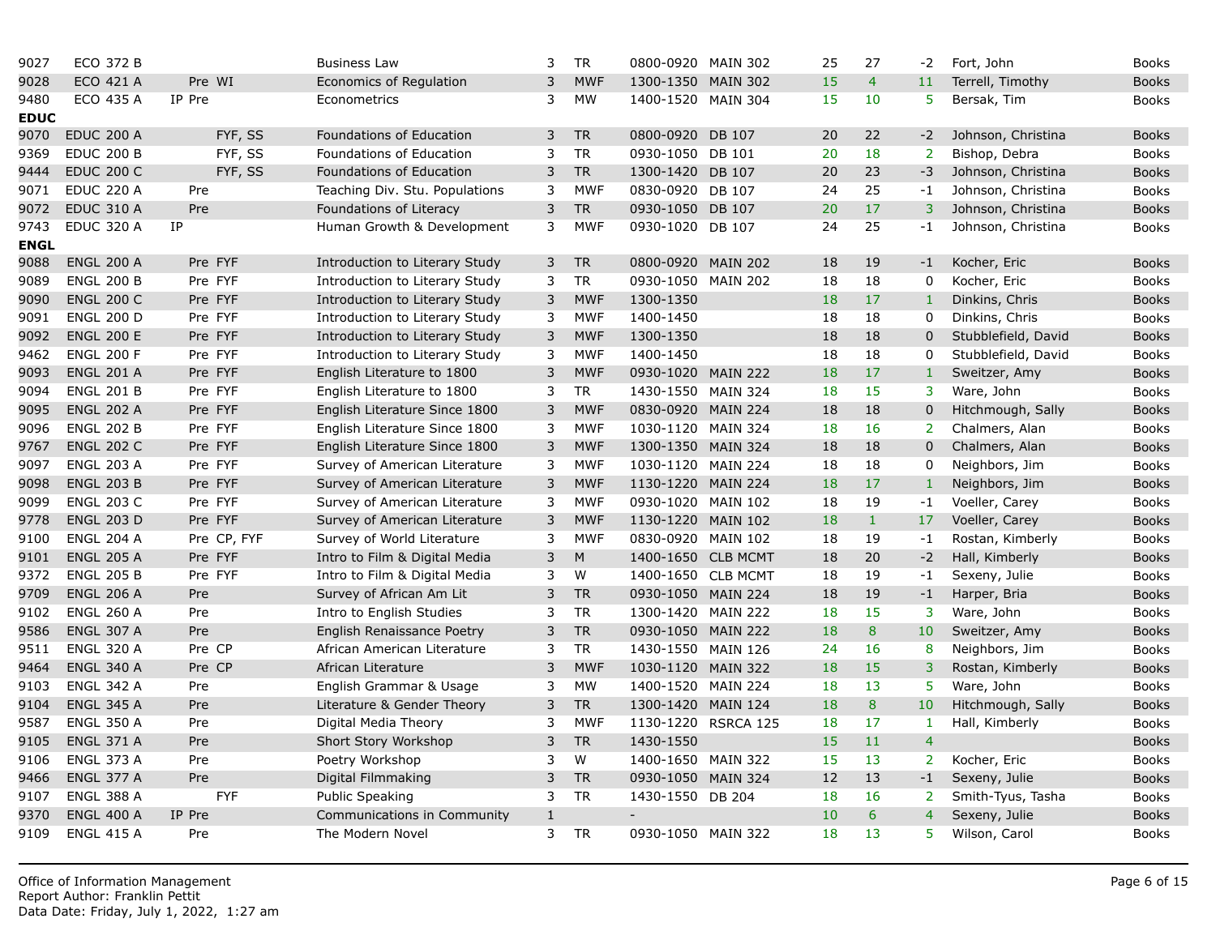| | | | | | | | | | | | | | |
|---|---|---|---|---|---|---|---|---|---|---|---|---|---|
| 9027 | ECO 372 B | | | Business Law | 3 | TR | 0800-0920 | MAIN 302 | 25 | 27 | -2 | Fort, John | Books |
| 9028 | ECO 421 A | Pre | WI | Economics of Regulation | 3 | MWF | 1300-1350 | MAIN 302 | 15 | 4 | 11 | Terrell, Timothy | Books |
| 9480 | ECO 435 A | IP Pre | | Econometrics | 3 | MW | 1400-1520 | MAIN 304 | 15 | 10 | 5 | Bersak, Tim | Books |
| **EDUC** | | | | | | | | | | | | | |
| 9070 | EDUC 200 A | | FYF, SS | Foundations of Education | 3 | TR | 0800-0920 | DB 107 | 20 | 22 | -2 | Johnson, Christina | Books |
| 9369 | EDUC 200 B | | FYF, SS | Foundations of Education | 3 | TR | 0930-1050 | DB 101 | 20 | 18 | 2 | Bishop, Debra | Books |
| 9444 | EDUC 200 C | | FYF, SS | Foundations of Education | 3 | TR | 1300-1420 | DB 107 | 20 | 23 | -3 | Johnson, Christina | Books |
| 9071 | EDUC 220 A | Pre | | Teaching Div. Stu. Populations | 3 | MWF | 0830-0920 | DB 107 | 24 | 25 | -1 | Johnson, Christina | Books |
| 9072 | EDUC 310 A | Pre | | Foundations of Literacy | 3 | TR | 0930-1050 | DB 107 | 20 | 17 | 3 | Johnson, Christina | Books |
| 9743 | EDUC 320 A | IP | | Human Growth & Development | 3 | MWF | 0930-1020 | DB 107 | 24 | 25 | -1 | Johnson, Christina | Books |
| **ENGL** | | | | | | | | | | | | | |
| 9088 | ENGL 200 A | Pre | FYF | Introduction to Literary Study | 3 | TR | 0800-0920 | MAIN 202 | 18 | 19 | -1 | Kocher, Eric | Books |
| 9089 | ENGL 200 B | Pre | FYF | Introduction to Literary Study | 3 | TR | 0930-1050 | MAIN 202 | 18 | 18 | 0 | Kocher, Eric | Books |
| 9090 | ENGL 200 C | Pre | FYF | Introduction to Literary Study | 3 | MWF | 1300-1350 | | 18 | 17 | 1 | Dinkins, Chris | Books |
| 9091 | ENGL 200 D | Pre | FYF | Introduction to Literary Study | 3 | MWF | 1400-1450 | | 18 | 18 | 0 | Dinkins, Chris | Books |
| 9092 | ENGL 200 E | Pre | FYF | Introduction to Literary Study | 3 | MWF | 1300-1350 | | 18 | 18 | 0 | Stubblefield, David | Books |
| 9462 | ENGL 200 F | Pre | FYF | Introduction to Literary Study | 3 | MWF | 1400-1450 | | 18 | 18 | 0 | Stubblefield, David | Books |
| 9093 | ENGL 201 A | Pre | FYF | English Literature to 1800 | 3 | MWF | 0930-1020 | MAIN 222 | 18 | 17 | 1 | Sweitzer, Amy | Books |
| 9094 | ENGL 201 B | Pre | FYF | English Literature to 1800 | 3 | TR | 1430-1550 | MAIN 324 | 18 | 15 | 3 | Ware, John | Books |
| 9095 | ENGL 202 A | Pre | FYF | English Literature Since 1800 | 3 | MWF | 0830-0920 | MAIN 224 | 18 | 18 | 0 | Hitchmough, Sally | Books |
| 9096 | ENGL 202 B | Pre | FYF | English Literature Since 1800 | 3 | MWF | 1030-1120 | MAIN 324 | 18 | 16 | 2 | Chalmers, Alan | Books |
| 9767 | ENGL 202 C | Pre | FYF | English Literature Since 1800 | 3 | MWF | 1300-1350 | MAIN 324 | 18 | 18 | 0 | Chalmers, Alan | Books |
| 9097 | ENGL 203 A | Pre | FYF | Survey of American Literature | 3 | MWF | 1030-1120 | MAIN 224 | 18 | 18 | 0 | Neighbors, Jim | Books |
| 9098 | ENGL 203 B | Pre | FYF | Survey of American Literature | 3 | MWF | 1130-1220 | MAIN 224 | 18 | 17 | 1 | Neighbors, Jim | Books |
| 9099 | ENGL 203 C | Pre | FYF | Survey of American Literature | 3 | MWF | 0930-1020 | MAIN 102 | 18 | 19 | -1 | Voeller, Carey | Books |
| 9778 | ENGL 203 D | Pre | FYF | Survey of American Literature | 3 | MWF | 1130-1220 | MAIN 102 | 18 | 1 | 17 | Voeller, Carey | Books |
| 9100 | ENGL 204 A | Pre | CP, FYF | Survey of World Literature | 3 | MWF | 0830-0920 | MAIN 102 | 18 | 19 | -1 | Rostan, Kimberly | Books |
| 9101 | ENGL 205 A | Pre | FYF | Intro to Film & Digital Media | 3 | M | 1400-1650 | CLB MCMT | 18 | 20 | -2 | Hall, Kimberly | Books |
| 9372 | ENGL 205 B | Pre | FYF | Intro to Film & Digital Media | 3 | W | 1400-1650 | CLB MCMT | 18 | 19 | -1 | Sexeny, Julie | Books |
| 9709 | ENGL 206 A | Pre | | Survey of African Am Lit | 3 | TR | 0930-1050 | MAIN 224 | 18 | 19 | -1 | Harper, Bria | Books |
| 9102 | ENGL 260 A | Pre | | Intro to English Studies | 3 | TR | 1300-1420 | MAIN 222 | 18 | 15 | 3 | Ware, John | Books |
| 9586 | ENGL 307 A | Pre | | English Renaissance Poetry | 3 | TR | 0930-1050 | MAIN 222 | 18 | 8 | 10 | Sweitzer, Amy | Books |
| 9511 | ENGL 320 A | Pre | CP | African American Literature | 3 | TR | 1430-1550 | MAIN 126 | 24 | 16 | 8 | Neighbors, Jim | Books |
| 9464 | ENGL 340 A | Pre | CP | African Literature | 3 | MWF | 1030-1120 | MAIN 322 | 18 | 15 | 3 | Rostan, Kimberly | Books |
| 9103 | ENGL 342 A | Pre | | English Grammar & Usage | 3 | MW | 1400-1520 | MAIN 224 | 18 | 13 | 5 | Ware, John | Books |
| 9104 | ENGL 345 A | Pre | | Literature & Gender Theory | 3 | TR | 1300-1420 | MAIN 124 | 18 | 8 | 10 | Hitchmough, Sally | Books |
| 9587 | ENGL 350 A | Pre | | Digital Media Theory | 3 | MWF | 1130-1220 | RSRCA 125 | 18 | 17 | 1 | Hall, Kimberly | Books |
| 9105 | ENGL 371 A | Pre | | Short Story Workshop | 3 | TR | 1430-1550 | | 15 | 11 | 4 | | Books |
| 9106 | ENGL 373 A | Pre | | Poetry Workshop | 3 | W | 1400-1650 | MAIN 322 | 15 | 13 | 2 | Kocher, Eric | Books |
| 9466 | ENGL 377 A | Pre | | Digital Filmmaking | 3 | TR | 0930-1050 | MAIN 324 | 12 | 13 | -1 | Sexeny, Julie | Books |
| 9107 | ENGL 388 A | | FYF | Public Speaking | 3 | TR | 1430-1550 | DB 204 | 18 | 16 | 2 | Smith-Tyus, Tasha | Books |
| 9370 | ENGL 400 A | IP Pre | | Communications in Community | 1 | | - | | 10 | 6 | 4 | Sexeny, Julie | Books |
| 9109 | ENGL 415 A | Pre | | The Modern Novel | 3 | TR | 0930-1050 | MAIN 322 | 18 | 13 | 5 | Wilson, Carol | Books |

Office of Information Management
Report Author: Franklin Pettit
Data Date: Friday, July 1, 2022, 1:27 am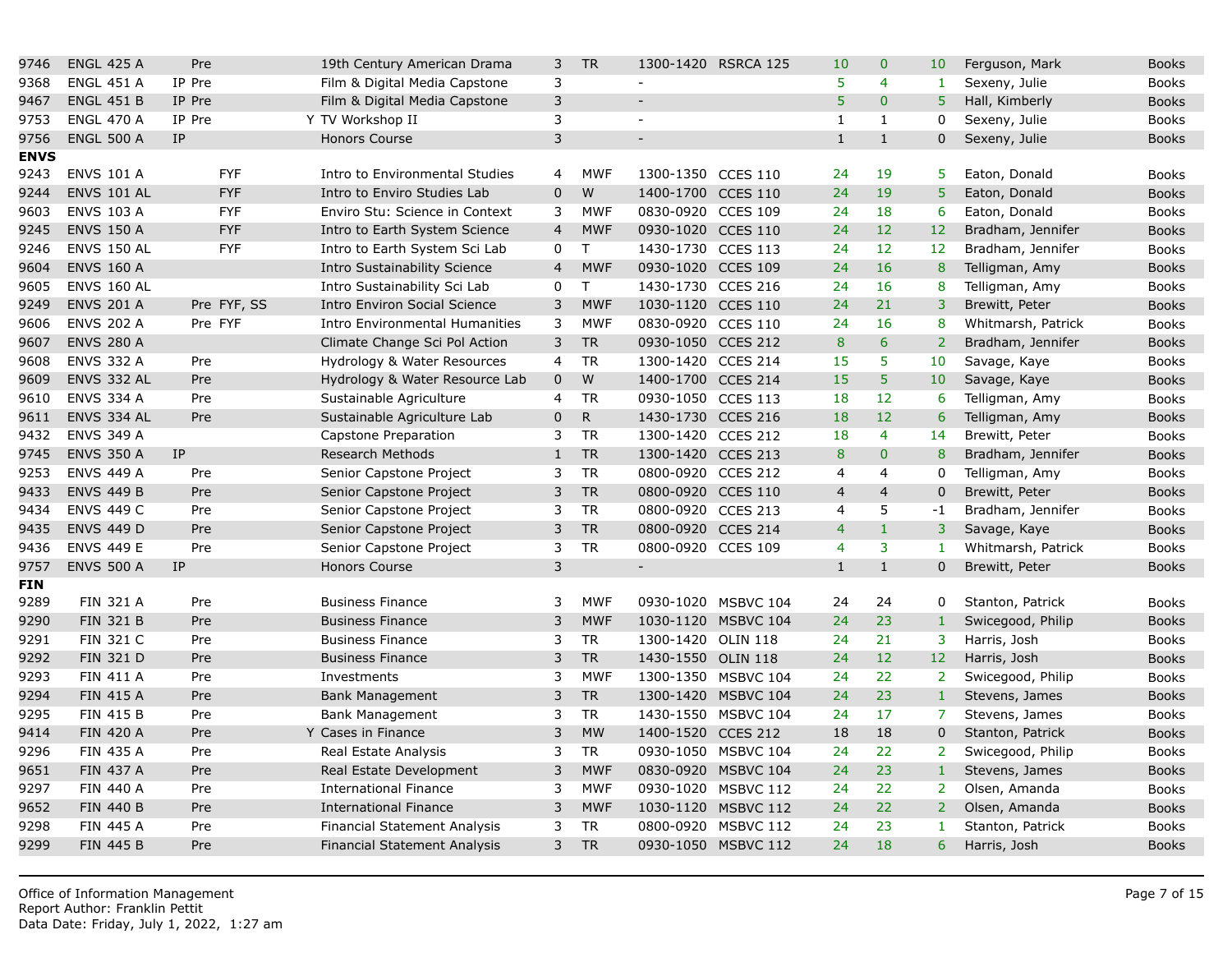| | | | | | | | | | | | | | |
|---|---|---|---|---|---|---|---|---|---|---|---|---|---|
| 9746 | ENGL 425 A | | Pre | | 19th Century American Drama | 3 | TR | 1300-1420 | RSRCA 125 | 10 | 0 | 10 | Ferguson, Mark | Books |
| 9368 | ENGL 451 A | IP | Pre | | Film & Digital Media Capstone | 3 | | - | | 5 | 4 | 1 | Sexeny, Julie | Books |
| 9467 | ENGL 451 B | IP | Pre | | Film & Digital Media Capstone | 3 | | - | | 5 | 0 | 5 | Hall, Kimberly | Books |
| 9753 | ENGL 470 A | IP | Pre | Y | TV Workshop II | 3 | | - | | 1 | 1 | 0 | Sexeny, Julie | Books |
| 9756 | ENGL 500 A | IP | | | Honors Course | 3 | | - | | 1 | 1 | 0 | Sexeny, Julie | Books |
| **ENVS** | | | | | | | | | | | | | | |
| 9243 | ENVS 101 A | | FYF | | Intro to Environmental Studies | 4 | MWF | 1300-1350 | CCES 110 | 24 | 19 | 5 | Eaton, Donald | Books |
| 9244 | ENVS 101 AL | | FYF | | Intro to Enviro Studies Lab | 0 | W | 1400-1700 | CCES 110 | 24 | 19 | 5 | Eaton, Donald | Books |
| 9603 | ENVS 103 A | | FYF | | Enviro Stu: Science in Context | 3 | MWF | 0830-0920 | CCES 109 | 24 | 18 | 6 | Eaton, Donald | Books |
| 9245 | ENVS 150 A | | FYF | | Intro to Earth System Science | 4 | MWF | 0930-1020 | CCES 110 | 24 | 12 | 12 | Bradham, Jennifer | Books |
| 9246 | ENVS 150 AL | | FYF | | Intro to Earth System Sci Lab | 0 | T | 1430-1730 | CCES 113 | 24 | 12 | 12 | Bradham, Jennifer | Books |
| 9604 | ENVS 160 A | | | | Intro Sustainability Science | 4 | MWF | 0930-1020 | CCES 109 | 24 | 16 | 8 | Telligman, Amy | Books |
| 9605 | ENVS 160 AL | | | | Intro Sustainability Sci Lab | 0 | T | 1430-1730 | CCES 216 | 24 | 16 | 8 | Telligman, Amy | Books |
| 9249 | ENVS 201 A | | Pre FYF, SS | | Intro Environ Social Science | 3 | MWF | 1030-1120 | CCES 110 | 24 | 21 | 3 | Brewitt, Peter | Books |
| 9606 | ENVS 202 A | | Pre FYF | | Intro Environmental Humanities | 3 | MWF | 0830-0920 | CCES 110 | 24 | 16 | 8 | Whitmarsh, Patrick | Books |
| 9607 | ENVS 280 A | | | | Climate Change Sci Pol Action | 3 | TR | 0930-1050 | CCES 212 | 8 | 6 | 2 | Bradham, Jennifer | Books |
| 9608 | ENVS 332 A | | Pre | | Hydrology & Water Resources | 4 | TR | 1300-1420 | CCES 214 | 15 | 5 | 10 | Savage, Kaye | Books |
| 9609 | ENVS 332 AL | | Pre | | Hydrology & Water Resource Lab | 0 | W | 1400-1700 | CCES 214 | 15 | 5 | 10 | Savage, Kaye | Books |
| 9610 | ENVS 334 A | | Pre | | Sustainable Agriculture | 4 | TR | 0930-1050 | CCES 113 | 18 | 12 | 6 | Telligman, Amy | Books |
| 9611 | ENVS 334 AL | | Pre | | Sustainable Agriculture Lab | 0 | R | 1430-1730 | CCES 216 | 18 | 12 | 6 | Telligman, Amy | Books |
| 9432 | ENVS 349 A | | | | Capstone Preparation | 3 | TR | 1300-1420 | CCES 212 | 18 | 4 | 14 | Brewitt, Peter | Books |
| 9745 | ENVS 350 A | IP | | | Research Methods | 1 | TR | 1300-1420 | CCES 213 | 8 | 0 | 8 | Bradham, Jennifer | Books |
| 9253 | ENVS 449 A | | Pre | | Senior Capstone Project | 3 | TR | 0800-0920 | CCES 212 | 4 | 4 | 0 | Telligman, Amy | Books |
| 9433 | ENVS 449 B | | Pre | | Senior Capstone Project | 3 | TR | 0800-0920 | CCES 110 | 4 | 4 | 0 | Brewitt, Peter | Books |
| 9434 | ENVS 449 C | | Pre | | Senior Capstone Project | 3 | TR | 0800-0920 | CCES 213 | 4 | 5 | -1 | Bradham, Jennifer | Books |
| 9435 | ENVS 449 D | | Pre | | Senior Capstone Project | 3 | TR | 0800-0920 | CCES 214 | 4 | 1 | 3 | Savage, Kaye | Books |
| 9436 | ENVS 449 E | | Pre | | Senior Capstone Project | 3 | TR | 0800-0920 | CCES 109 | 4 | 3 | 1 | Whitmarsh, Patrick | Books |
| 9757 | ENVS 500 A | IP | | | Honors Course | 3 | | - | | 1 | 1 | 0 | Brewitt, Peter | Books |
| **FIN** | | | | | | | | | | | | | | |
| 9289 | FIN 321 A | | Pre | | Business Finance | 3 | MWF | 0930-1020 | MSBVC 104 | 24 | 24 | 0 | Stanton, Patrick | Books |
| 9290 | FIN 321 B | | Pre | | Business Finance | 3 | MWF | 1030-1120 | MSBVC 104 | 24 | 23 | 1 | Swicegood, Philip | Books |
| 9291 | FIN 321 C | | Pre | | Business Finance | 3 | TR | 1300-1420 | OLIN 118 | 24 | 21 | 3 | Harris, Josh | Books |
| 9292 | FIN 321 D | | Pre | | Business Finance | 3 | TR | 1430-1550 | OLIN 118 | 24 | 12 | 12 | Harris, Josh | Books |
| 9293 | FIN 411 A | | Pre | | Investments | 3 | MWF | 1300-1350 | MSBVC 104 | 24 | 22 | 2 | Swicegood, Philip | Books |
| 9294 | FIN 415 A | | Pre | | Bank Management | 3 | TR | 1300-1420 | MSBVC 104 | 24 | 23 | 1 | Stevens, James | Books |
| 9295 | FIN 415 B | | Pre | | Bank Management | 3 | TR | 1430-1550 | MSBVC 104 | 24 | 17 | 7 | Stevens, James | Books |
| 9414 | FIN 420 A | | Pre | Y | Cases in Finance | 3 | MW | 1400-1520 | CCES 212 | 18 | 18 | 0 | Stanton, Patrick | Books |
| 9296 | FIN 435 A | | Pre | | Real Estate Analysis | 3 | TR | 0930-1050 | MSBVC 104 | 24 | 22 | 2 | Swicegood, Philip | Books |
| 9651 | FIN 437 A | | Pre | | Real Estate Development | 3 | MWF | 0830-0920 | MSBVC 104 | 24 | 23 | 1 | Stevens, James | Books |
| 9297 | FIN 440 A | | Pre | | International Finance | 3 | MWF | 0930-1020 | MSBVC 112 | 24 | 22 | 2 | Olsen, Amanda | Books |
| 9652 | FIN 440 B | | Pre | | International Finance | 3 | MWF | 1030-1120 | MSBVC 112 | 24 | 22 | 2 | Olsen, Amanda | Books |
| 9298 | FIN 445 A | | Pre | | Financial Statement Analysis | 3 | TR | 0800-0920 | MSBVC 112 | 24 | 23 | 1 | Stanton, Patrick | Books |
| 9299 | FIN 445 B | | Pre | | Financial Statement Analysis | 3 | TR | 0930-1050 | MSBVC 112 | 24 | 18 | 6 | Harris, Josh | Books |

Office of Information Management
Report Author: Franklin Pettit
Data Date: Friday, July 1, 2022, 1:27 am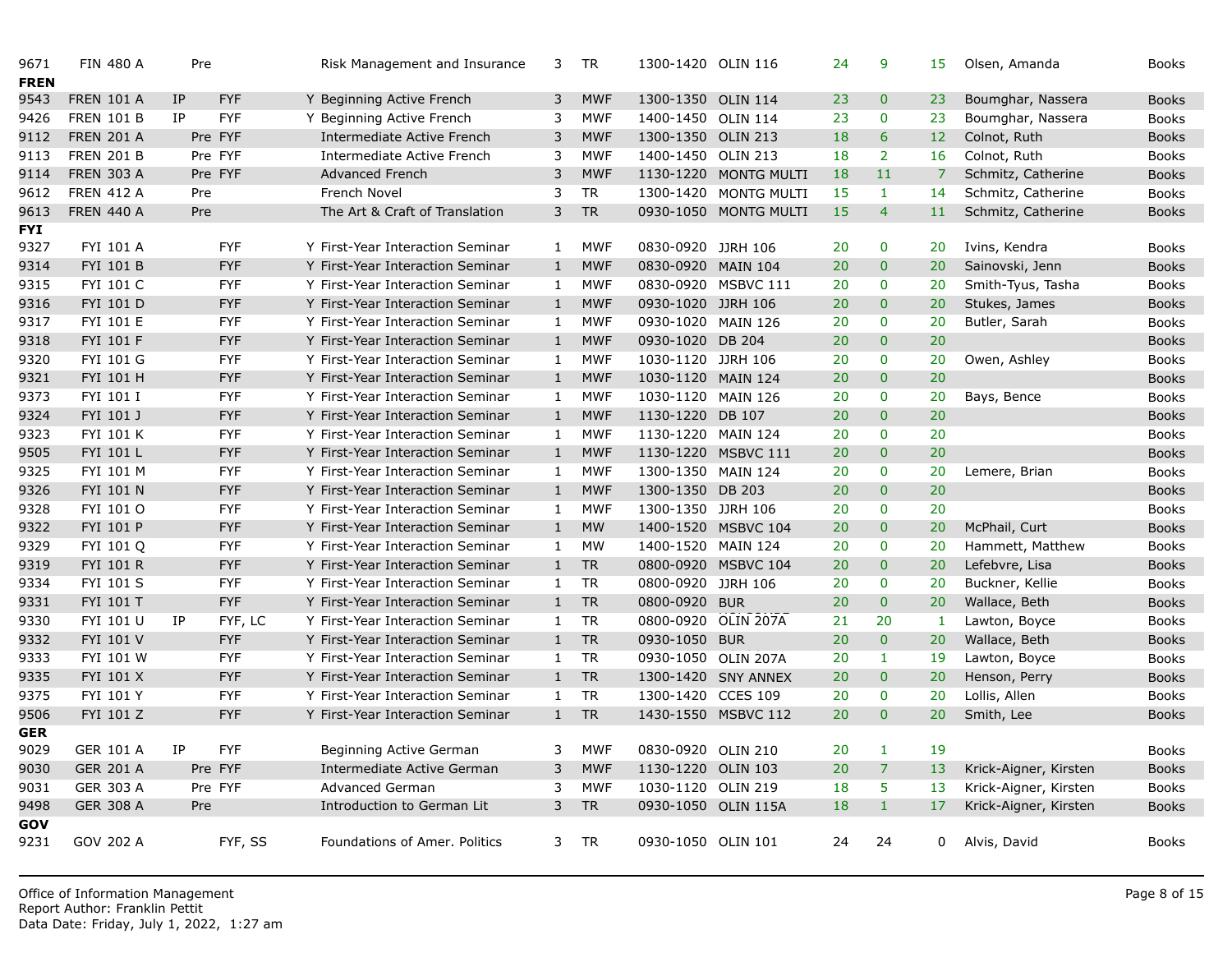| | | | | | | | | | | | | | | |
|---|---|---|---|---|---|---|---|---|---|---|---|---|---|---|
| 9671 | FIN 480 A | | Pre | | | Risk Management and Insurance | 3 | TR | 1300-1420 | OLIN 116 | 24 | 9 | 15 | Olsen, Amanda | Books |
| **FREN** | | | | | | | | | | | | | | | |
| 9543 | FREN 101 A | IP | | FYF | Y | Beginning Active French | 3 | MWF | 1300-1350 | OLIN 114 | 23 | 0 | 23 | Boumghar, Nassera | Books |
| 9426 | FREN 101 B | IP | | FYF | Y | Beginning Active French | 3 | MWF | 1400-1450 | OLIN 114 | 23 | 0 | 23 | Boumghar, Nassera | Books |
| 9112 | FREN 201 A | | Pre | FYF | | Intermediate Active French | 3 | MWF | 1300-1350 | OLIN 213 | 18 | 6 | 12 | Colnot, Ruth | Books |
| 9113 | FREN 201 B | | Pre | FYF | | Intermediate Active French | 3 | MWF | 1400-1450 | OLIN 213 | 18 | 2 | 16 | Colnot, Ruth | Books |
| 9114 | FREN 303 A | | Pre | FYF | | Advanced French | 3 | MWF | 1130-1220 | MONTG MULTI | 18 | 11 | 7 | Schmitz, Catherine | Books |
| 9612 | FREN 412 A | | Pre | | | French Novel | 3 | TR | 1300-1420 | MONTG MULTI | 15 | 1 | 14 | Schmitz, Catherine | Books |
| 9613 | FREN 440 A | | Pre | | | The Art & Craft of Translation | 3 | TR | 0930-1050 | MONTG MULTI | 15 | 4 | 11 | Schmitz, Catherine | Books |
| **FYI** | | | | | | | | | | | | | | | |
| 9327 | FYI 101 A | | | FYF | Y | First-Year Interaction Seminar | 1 | MWF | 0830-0920 | JJRH 106 | 20 | 0 | 20 | Ivins, Kendra | Books |
| 9314 | FYI 101 B | | | FYF | Y | First-Year Interaction Seminar | 1 | MWF | 0830-0920 | MAIN 104 | 20 | 0 | 20 | Sainovski, Jenn | Books |
| 9315 | FYI 101 C | | | FYF | Y | First-Year Interaction Seminar | 1 | MWF | 0830-0920 | MSBVC 111 | 20 | 0 | 20 | Smith-Tyus, Tasha | Books |
| 9316 | FYI 101 D | | | FYF | Y | First-Year Interaction Seminar | 1 | MWF | 0930-1020 | JJRH 106 | 20 | 0 | 20 | Stukes, James | Books |
| 9317 | FYI 101 E | | | FYF | Y | First-Year Interaction Seminar | 1 | MWF | 0930-1020 | MAIN 126 | 20 | 0 | 20 | Butler, Sarah | Books |
| 9318 | FYI 101 F | | | FYF | Y | First-Year Interaction Seminar | 1 | MWF | 0930-1020 | DB 204 | 20 | 0 | 20 | | Books |
| 9320 | FYI 101 G | | | FYF | Y | First-Year Interaction Seminar | 1 | MWF | 1030-1120 | JJRH 106 | 20 | 0 | 20 | Owen, Ashley | Books |
| 9321 | FYI 101 H | | | FYF | Y | First-Year Interaction Seminar | 1 | MWF | 1030-1120 | MAIN 124 | 20 | 0 | 20 | | Books |
| 9373 | FYI 101 I | | | FYF | Y | First-Year Interaction Seminar | 1 | MWF | 1030-1120 | MAIN 126 | 20 | 0 | 20 | Bays, Bence | Books |
| 9324 | FYI 101 J | | | FYF | Y | First-Year Interaction Seminar | 1 | MWF | 1130-1220 | DB 107 | 20 | 0 | 20 | | Books |
| 9323 | FYI 101 K | | | FYF | Y | First-Year Interaction Seminar | 1 | MWF | 1130-1220 | MAIN 124 | 20 | 0 | 20 | | Books |
| 9505 | FYI 101 L | | | FYF | Y | First-Year Interaction Seminar | 1 | MWF | 1130-1220 | MSBVC 111 | 20 | 0 | 20 | | Books |
| 9325 | FYI 101 M | | | FYF | Y | First-Year Interaction Seminar | 1 | MWF | 1300-1350 | MAIN 124 | 20 | 0 | 20 | Lemere, Brian | Books |
| 9326 | FYI 101 N | | | FYF | Y | First-Year Interaction Seminar | 1 | MWF | 1300-1350 | DB 203 | 20 | 0 | 20 | | Books |
| 9328 | FYI 101 O | | | FYF | Y | First-Year Interaction Seminar | 1 | MWF | 1300-1350 | JJRH 106 | 20 | 0 | 20 | | Books |
| 9322 | FYI 101 P | | | FYF | Y | First-Year Interaction Seminar | 1 | MW | 1400-1520 | MSBVC 104 | 20 | 0 | 20 | McPhail, Curt | Books |
| 9329 | FYI 101 Q | | | FYF | Y | First-Year Interaction Seminar | 1 | MW | 1400-1520 | MAIN 124 | 20 | 0 | 20 | Hammett, Matthew | Books |
| 9319 | FYI 101 R | | | FYF | Y | First-Year Interaction Seminar | 1 | TR | 0800-0920 | MSBVC 104 | 20 | 0 | 20 | Lefebvre, Lisa | Books |
| 9334 | FYI 101 S | | | FYF | Y | First-Year Interaction Seminar | 1 | TR | 0800-0920 | JJRH 106 | 20 | 0 | 20 | Buckner, Kellie | Books |
| 9331 | FYI 101 T | | | FYF | Y | First-Year Interaction Seminar | 1 | TR | 0800-0920 | BUR | 20 | 0 | 20 | Wallace, Beth | Books |
| 9330 | FYI 101 U | IP | | FYF, LC | Y | First-Year Interaction Seminar | 1 | TR | 0800-0920 | OLIN 207A | 21 | 20 | 1 | Lawton, Boyce | Books |
| 9332 | FYI 101 V | | | FYF | Y | First-Year Interaction Seminar | 1 | TR | 0930-1050 | BUR | 20 | 0 | 20 | Wallace, Beth | Books |
| 9333 | FYI 101 W | | | FYF | Y | First-Year Interaction Seminar | 1 | TR | 0930-1050 | OLIN 207A | 20 | 1 | 19 | Lawton, Boyce | Books |
| 9335 | FYI 101 X | | | FYF | Y | First-Year Interaction Seminar | 1 | TR | 1300-1420 | SNY ANNEX | 20 | 0 | 20 | Henson, Perry | Books |
| 9375 | FYI 101 Y | | | FYF | Y | First-Year Interaction Seminar | 1 | TR | 1300-1420 | CCES 109 | 20 | 0 | 20 | Lollis, Allen | Books |
| 9506 | FYI 101 Z | | | FYF | Y | First-Year Interaction Seminar | 1 | TR | 1430-1550 | MSBVC 112 | 20 | 0 | 20 | Smith, Lee | Books |
| **GER** | | | | | | | | | | | | | | | |
| 9029 | GER 101 A | IP | | FYF | | Beginning Active German | 3 | MWF | 0830-0920 | OLIN 210 | 20 | 1 | 19 | | Books |
| 9030 | GER 201 A | | Pre | FYF | | Intermediate Active German | 3 | MWF | 1130-1220 | OLIN 103 | 20 | 7 | 13 | Krick-Aigner, Kirsten | Books |
| 9031 | GER 303 A | | Pre | FYF | | Advanced German | 3 | MWF | 1030-1120 | OLIN 219 | 18 | 5 | 13 | Krick-Aigner, Kirsten | Books |
| 9498 | GER 308 A | | Pre | | | Introduction to German Lit | 3 | TR | 0930-1050 | OLIN 115A | 18 | 1 | 17 | Krick-Aigner, Kirsten | Books |
| **GOV** | | | | | | | | | | | | | | | |
| 9231 | GOV 202 A | | | FYF, SS | | Foundations of Amer. Politics | 3 | TR | 0930-1050 | OLIN 101 | 24 | 24 | 0 | Alvis, David | Books |

Office of Information Management
Report Author: Franklin Pettit
Data Date: Friday, July 1, 2022, 1:27 am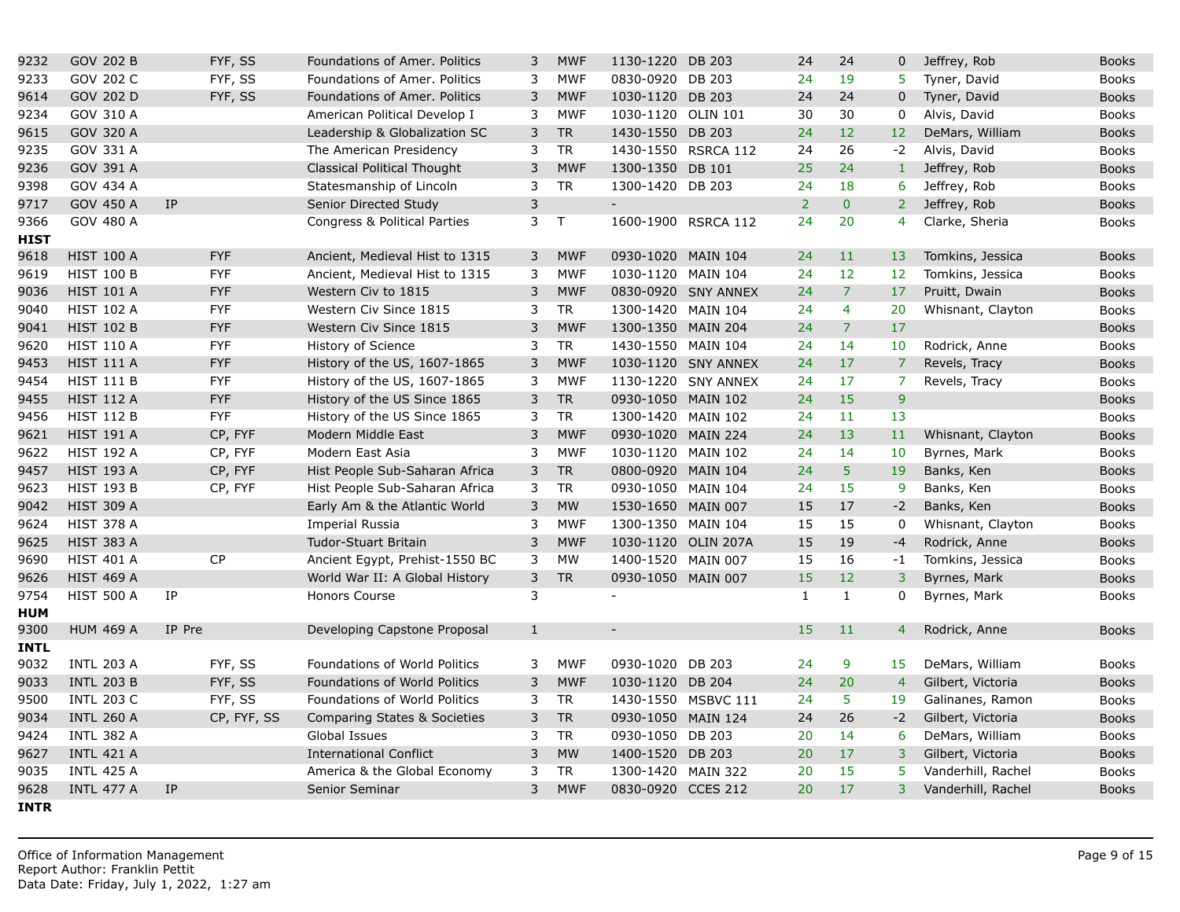| | | | | | | | | | | | | | |
|---|---|---|---|---|---|---|---|---|---|---|---|---|---|
| 9232 | GOV 202 B | | FYF, SS | Foundations of Amer. Politics | 3 | MWF | 1130-1220 | DB 203 | 24 | 24 | 0 | Jeffrey, Rob | Books |
| 9233 | GOV 202 C | | FYF, SS | Foundations of Amer. Politics | 3 | MWF | 0830-0920 | DB 203 | 24 | 19 | 5 | Tyner, David | Books |
| 9614 | GOV 202 D | | FYF, SS | Foundations of Amer. Politics | 3 | MWF | 1030-1120 | DB 203 | 24 | 24 | 0 | Tyner, David | Books |
| 9234 | GOV 310 A | | | American Political Develop I | 3 | MWF | 1030-1120 | OLIN 101 | 30 | 30 | 0 | Alvis, David | Books |
| 9615 | GOV 320 A | | | Leadership & Globalization SC | 3 | TR | 1430-1550 | DB 203 | 24 | 12 | 12 | DeMars, William | Books |
| 9235 | GOV 331 A | | | The American Presidency | 3 | TR | 1430-1550 | RSRCA 112 | 24 | 26 | -2 | Alvis, David | Books |
| 9236 | GOV 391 A | | | Classical Political Thought | 3 | MWF | 1300-1350 | DB 101 | 25 | 24 | 1 | Jeffrey, Rob | Books |
| 9398 | GOV 434 A | | | Statesmanship of Lincoln | 3 | TR | 1300-1420 | DB 203 | 24 | 18 | 6 | Jeffrey, Rob | Books |
| 9717 | GOV 450 A | IP | | Senior Directed Study | 3 | | - | | 2 | 0 | 2 | Jeffrey, Rob | Books |
| 9366 | GOV 480 A | | | Congress & Political Parties | 3 | T | 1600-1900 | RSRCA 112 | 24 | 20 | 4 | Clarke, Sheria | Books |
| **HIST** | | | | | | | | | | | | | |
| 9618 | HIST 100 A | | FYF | Ancient, Medieval Hist to 1315 | 3 | MWF | 0930-1020 | MAIN 104 | 24 | 11 | 13 | Tomkins, Jessica | Books |
| 9619 | HIST 100 B | | FYF | Ancient, Medieval Hist to 1315 | 3 | MWF | 1030-1120 | MAIN 104 | 24 | 12 | 12 | Tomkins, Jessica | Books |
| 9036 | HIST 101 A | | FYF | Western Civ to 1815 | 3 | MWF | 0830-0920 | SNY ANNEX | 24 | 7 | 17 | Pruitt, Dwain | Books |
| 9040 | HIST 102 A | | FYF | Western Civ Since 1815 | 3 | TR | 1300-1420 | MAIN 104 | 24 | 4 | 20 | Whisnant, Clayton | Books |
| 9041 | HIST 102 B | | FYF | Western Civ Since 1815 | 3 | MWF | 1300-1350 | MAIN 204 | 24 | 7 | 17 | | Books |
| 9620 | HIST 110 A | | FYF | History of Science | 3 | TR | 1430-1550 | MAIN 104 | 24 | 14 | 10 | Rodrick, Anne | Books |
| 9453 | HIST 111 A | | FYF | History of the US, 1607-1865 | 3 | MWF | 1030-1120 | SNY ANNEX | 24 | 17 | 7 | Revels, Tracy | Books |
| 9454 | HIST 111 B | | FYF | History of the US, 1607-1865 | 3 | MWF | 1130-1220 | SNY ANNEX | 24 | 17 | 7 | Revels, Tracy | Books |
| 9455 | HIST 112 A | | FYF | History of the US Since 1865 | 3 | TR | 0930-1050 | MAIN 102 | 24 | 15 | 9 | | Books |
| 9456 | HIST 112 B | | FYF | History of the US Since 1865 | 3 | TR | 1300-1420 | MAIN 102 | 24 | 11 | 13 | | Books |
| 9621 | HIST 191 A | | CP, FYF | Modern Middle East | 3 | MWF | 0930-1020 | MAIN 224 | 24 | 13 | 11 | Whisnant, Clayton | Books |
| 9622 | HIST 192 A | | CP, FYF | Modern East Asia | 3 | MWF | 1030-1120 | MAIN 102 | 24 | 14 | 10 | Byrnes, Mark | Books |
| 9457 | HIST 193 A | | CP, FYF | Hist People Sub-Saharan Africa | 3 | TR | 0800-0920 | MAIN 104 | 24 | 5 | 19 | Banks, Ken | Books |
| 9623 | HIST 193 B | | CP, FYF | Hist People Sub-Saharan Africa | 3 | TR | 0930-1050 | MAIN 104 | 24 | 15 | 9 | Banks, Ken | Books |
| 9042 | HIST 309 A | | | Early Am & the Atlantic World | 3 | MW | 1530-1650 | MAIN 007 | 15 | 17 | -2 | Banks, Ken | Books |
| 9624 | HIST 378 A | | | Imperial Russia | 3 | MWF | 1300-1350 | MAIN 104 | 15 | 15 | 0 | Whisnant, Clayton | Books |
| 9625 | HIST 383 A | | | Tudor-Stuart Britain | 3 | MWF | 1030-1120 | OLIN 207A | 15 | 19 | -4 | Rodrick, Anne | Books |
| 9690 | HIST 401 A | | CP | Ancient Egypt, Prehist-1550 BC | 3 | MW | 1400-1520 | MAIN 007 | 15 | 16 | -1 | Tomkins, Jessica | Books |
| 9626 | HIST 469 A | | | World War II: A Global History | 3 | TR | 0930-1050 | MAIN 007 | 15 | 12 | 3 | Byrnes, Mark | Books |
| 9754 | HIST 500 A | IP | | Honors Course | 3 | | - | | 1 | 1 | 0 | Byrnes, Mark | Books |
| **HUM** | | | | | | | | | | | | | |
| 9300 | HUM 469 A | IP Pre | | Developing Capstone Proposal | 1 | | - | | 15 | 11 | 4 | Rodrick, Anne | Books |
| **INTL** | | | | | | | | | | | | | |
| 9032 | INTL 203 A | | FYF, SS | Foundations of World Politics | 3 | MWF | 0930-1020 | DB 203 | 24 | 9 | 15 | DeMars, William | Books |
| 9033 | INTL 203 B | | FYF, SS | Foundations of World Politics | 3 | MWF | 1030-1120 | DB 204 | 24 | 20 | 4 | Gilbert, Victoria | Books |
| 9500 | INTL 203 C | | FYF, SS | Foundations of World Politics | 3 | TR | 1430-1550 | MSBVC 111 | 24 | 5 | 19 | Galinanes, Ramon | Books |
| 9034 | INTL 260 A | | CP, FYF, SS | Comparing States & Societies | 3 | TR | 0930-1050 | MAIN 124 | 24 | 26 | -2 | Gilbert, Victoria | Books |
| 9424 | INTL 382 A | | | Global Issues | 3 | TR | 0930-1050 | DB 203 | 20 | 14 | 6 | DeMars, William | Books |
| 9627 | INTL 421 A | | | International Conflict | 3 | MW | 1400-1520 | DB 203 | 20 | 17 | 3 | Gilbert, Victoria | Books |
| 9035 | INTL 425 A | | | America & the Global Economy | 3 | TR | 1300-1420 | MAIN 322 | 20 | 15 | 5 | Vanderhill, Rachel | Books |
| 9628 | INTL 477 A | IP | | Senior Seminar | 3 | MWF | 0830-0920 | CCES 212 | 20 | 17 | 3 | Vanderhill, Rachel | Books |
| **INTR** | | | | | | | | | | | | | |

Office of Information Management
Report Author: Franklin Pettit
Data Date: Friday, July 1, 2022, 1:27 am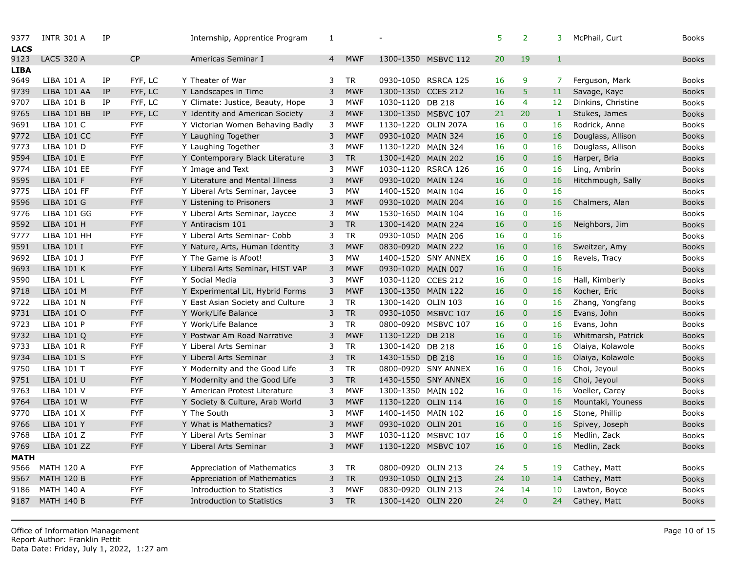| | | | | | | | | | | | | | | |
|---|---|---|---|---|---|---|---|---|---|---|---|---|---|---|
| 9377 | INTR 301 A | IP | | | Internship, Apprentice Program | 1 | | - | | 5 | 2 | 3 | McPhail, Curt | Books |
| **LACS** | | | | | | | | | | | | | | |
| 9123 | LACS 320 A | | CP | | Americas Seminar I | 4 | MWF | 1300-1350 | MSBVC 112 | 20 | 19 | 1 | | Books |
| **LIBA** | | | | | | | | | | | | | | |
| 9649 | LIBA 101 A | IP | FYF, LC | Y | Theater of War | 3 | TR | 0930-1050 | RSRCA 125 | 16 | 9 | 7 | Ferguson, Mark | Books |
| 9739 | LIBA 101 AA | IP | FYF, LC | Y | Landscapes in Time | 3 | MWF | 1300-1350 | CCES 212 | 16 | 5 | 11 | Savage, Kaye | Books |
| 9707 | LIBA 101 B | IP | FYF, LC | Y | Climate: Justice, Beauty, Hope | 3 | MWF | 1030-1120 | DB 218 | 16 | 4 | 12 | Dinkins, Christine | Books |
| 9765 | LIBA 101 BB | IP | FYF, LC | Y | Identity and American Society | 3 | MWF | 1300-1350 | MSBVC 107 | 21 | 20 | 1 | Stukes, James | Books |
| 9691 | LIBA 101 C | | FYF | Y | Victorian Women Behaving Badly | 3 | MWF | 1130-1220 | OLIN 207A | 16 | 0 | 16 | Rodrick, Anne | Books |
| 9772 | LIBA 101 CC | | FYF | Y | Laughing Together | 3 | MWF | 0930-1020 | MAIN 324 | 16 | 0 | 16 | Douglass, Allison | Books |
| 9773 | LIBA 101 D | | FYF | Y | Laughing Together | 3 | MWF | 1130-1220 | MAIN 324 | 16 | 0 | 16 | Douglass, Allison | Books |
| 9594 | LIBA 101 E | | FYF | Y | Contemporary Black Literature | 3 | TR | 1300-1420 | MAIN 202 | 16 | 0 | 16 | Harper, Bria | Books |
| 9774 | LIBA 101 EE | | FYF | Y | Image and Text | 3 | MWF | 1030-1120 | RSRCA 126 | 16 | 0 | 16 | Ling, Ambrin | Books |
| 9595 | LIBA 101 F | | FYF | Y | Literature and Mental Illness | 3 | MWF | 0930-1020 | MAIN 124 | 16 | 0 | 16 | Hitchmough, Sally | Books |
| 9775 | LIBA 101 FF | | FYF | Y | Liberal Arts Seminar, Jaycee | 3 | MW | 1400-1520 | MAIN 104 | 16 | 0 | 16 | | Books |
| 9596 | LIBA 101 G | | FYF | Y | Listening to Prisoners | 3 | MWF | 0930-1020 | MAIN 204 | 16 | 0 | 16 | Chalmers, Alan | Books |
| 9776 | LIBA 101 GG | | FYF | Y | Liberal Arts Seminar, Jaycee | 3 | MW | 1530-1650 | MAIN 104 | 16 | 0 | 16 | | Books |
| 9592 | LIBA 101 H | | FYF | Y | Antiracism 101 | 3 | TR | 1300-1420 | MAIN 224 | 16 | 0 | 16 | Neighbors, Jim | Books |
| 9777 | LIBA 101 HH | | FYF | Y | Liberal Arts Seminar- Cobb | 3 | TR | 0930-1050 | MAIN 206 | 16 | 0 | 16 | | Books |
| 9591 | LIBA 101 I | | FYF | Y | Nature, Arts, Human Identity | 3 | MWF | 0830-0920 | MAIN 222 | 16 | 0 | 16 | Sweitzer, Amy | Books |
| 9692 | LIBA 101 J | | FYF | Y | The Game is Afoot! | 3 | MW | 1400-1520 | SNY ANNEX | 16 | 0 | 16 | Revels, Tracy | Books |
| 9693 | LIBA 101 K | | FYF | Y | Liberal Arts Seminar, HIST VAP | 3 | MWF | 0930-1020 | MAIN 007 | 16 | 0 | 16 | | Books |
| 9590 | LIBA 101 L | | FYF | Y | Social Media | 3 | MWF | 1030-1120 | CCES 212 | 16 | 0 | 16 | Hall, Kimberly | Books |
| 9718 | LIBA 101 M | | FYF | Y | Experimental Lit, Hybrid Forms | 3 | MWF | 1300-1350 | MAIN 122 | 16 | 0 | 16 | Kocher, Eric | Books |
| 9722 | LIBA 101 N | | FYF | Y | East Asian Society and Culture | 3 | TR | 1300-1420 | OLIN 103 | 16 | 0 | 16 | Zhang, Yongfang | Books |
| 9731 | LIBA 101 O | | FYF | Y | Work/Life Balance | 3 | TR | 0930-1050 | MSBVC 107 | 16 | 0 | 16 | Evans, John | Books |
| 9723 | LIBA 101 P | | FYF | Y | Work/Life Balance | 3 | TR | 0800-0920 | MSBVC 107 | 16 | 0 | 16 | Evans, John | Books |
| 9732 | LIBA 101 Q | | FYF | Y | Postwar Am Road Narrative | 3 | MWF | 1130-1220 | DB 218 | 16 | 0 | 16 | Whitmarsh, Patrick | Books |
| 9733 | LIBA 101 R | | FYF | Y | Liberal Arts Seminar | 3 | TR | 1300-1420 | DB 218 | 16 | 0 | 16 | Olaiya, Kolawole | Books |
| 9734 | LIBA 101 S | | FYF | Y | Liberal Arts Seminar | 3 | TR | 1430-1550 | DB 218 | 16 | 0 | 16 | Olaiya, Kolawole | Books |
| 9750 | LIBA 101 T | | FYF | Y | Modernity and the Good Life | 3 | TR | 0800-0920 | SNY ANNEX | 16 | 0 | 16 | Choi, Jeyoul | Books |
| 9751 | LIBA 101 U | | FYF | Y | Modernity and the Good Life | 3 | TR | 1430-1550 | SNY ANNEX | 16 | 0 | 16 | Choi, Jeyoul | Books |
| 9763 | LIBA 101 V | | FYF | Y | American Protest Literature | 3 | MWF | 1300-1350 | MAIN 102 | 16 | 0 | 16 | Voeller, Carey | Books |
| 9764 | LIBA 101 W | | FYF | Y | Society & Culture, Arab World | 3 | MWF | 1130-1220 | OLIN 114 | 16 | 0 | 16 | Mountaki, Youness | Books |
| 9770 | LIBA 101 X | | FYF | Y | The South | 3 | MWF | 1400-1450 | MAIN 102 | 16 | 0 | 16 | Stone, Phillip | Books |
| 9766 | LIBA 101 Y | | FYF | Y | What is Mathematics? | 3 | MWF | 0930-1020 | OLIN 201 | 16 | 0 | 16 | Spivey, Joseph | Books |
| 9768 | LIBA 101 Z | | FYF | Y | Liberal Arts Seminar | 3 | MWF | 1030-1120 | MSBVC 107 | 16 | 0 | 16 | Medlin, Zack | Books |
| 9769 | LIBA 101 ZZ | | FYF | Y | Liberal Arts Seminar | 3 | MWF | 1130-1220 | MSBVC 107 | 16 | 0 | 16 | Medlin, Zack | Books |
| **MATH** | | | | | | | | | | | | | | |
| 9566 | MATH 120 A | | FYF | | Appreciation of Mathematics | 3 | TR | 0800-0920 | OLIN 213 | 24 | 5 | 19 | Cathey, Matt | Books |
| 9567 | MATH 120 B | | FYF | | Appreciation of Mathematics | 3 | TR | 0930-1050 | OLIN 213 | 24 | 10 | 14 | Cathey, Matt | Books |
| 9186 | MATH 140 A | | FYF | | Introduction to Statistics | 3 | MWF | 0830-0920 | OLIN 213 | 24 | 14 | 10 | Lawton, Boyce | Books |
| 9187 | MATH 140 B | | FYF | | Introduction to Statistics | 3 | TR | 1300-1420 | OLIN 220 | 24 | 0 | 24 | Cathey, Matt | Books |

Office of Information Management
Report Author: Franklin Pettit
Data Date: Friday, July 1, 2022, 1:27 am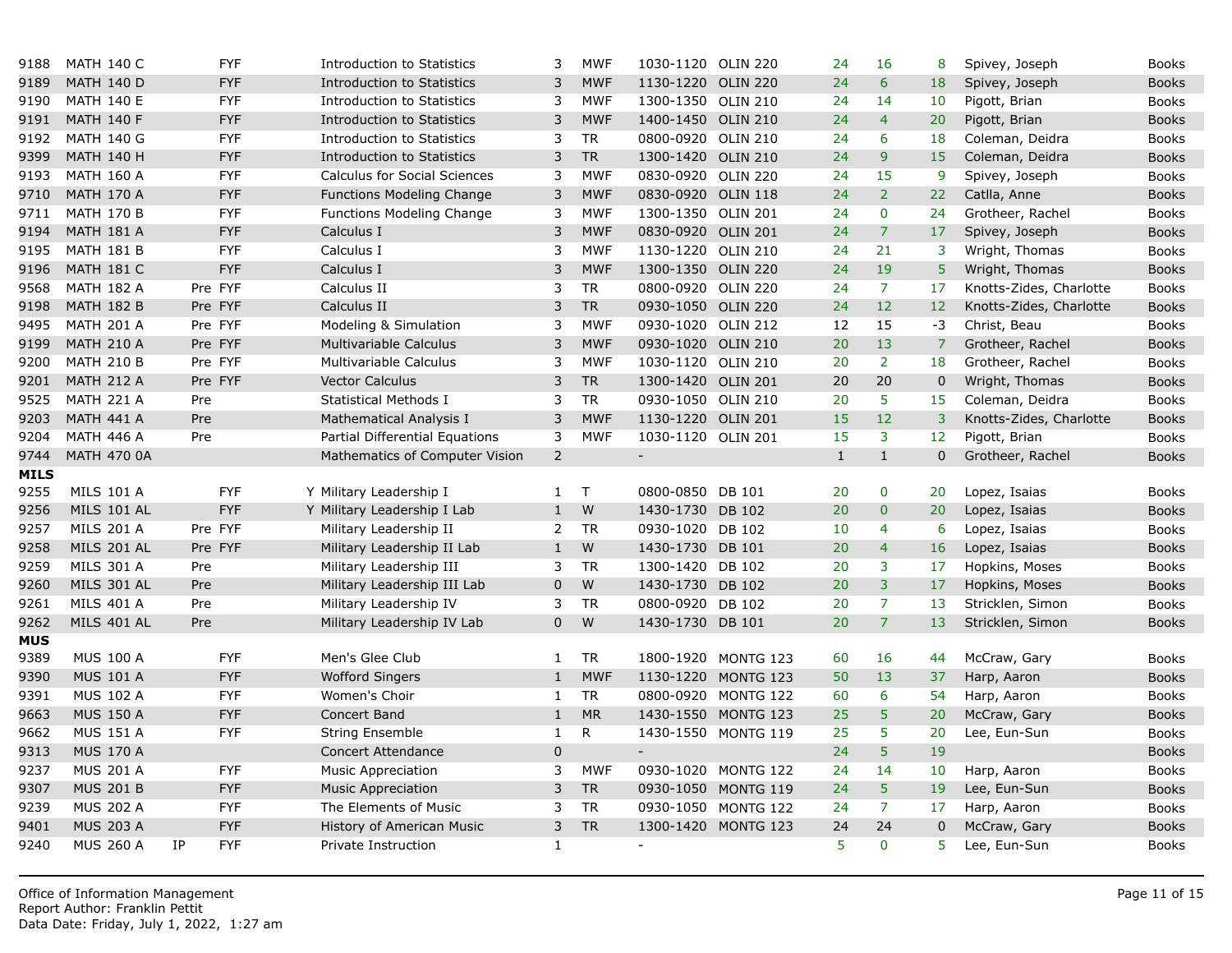| CRN | Course | | Attr | | Title | Cr | Days | Time | Room | Cap | Enr | Avail | Instructor | |
|---|---|---|---|---|---|---|---|---|---|---|---|---|---|---|
| 9188 | MATH 140 C | | FYF | | Introduction to Statistics | 3 | MWF | 1030-1120 | OLIN 220 | 24 | 16 | 8 | Spivey, Joseph | Books |
| 9189 | MATH 140 D | | FYF | | Introduction to Statistics | 3 | MWF | 1130-1220 | OLIN 220 | 24 | 6 | 18 | Spivey, Joseph | Books |
| 9190 | MATH 140 E | | FYF | | Introduction to Statistics | 3 | MWF | 1300-1350 | OLIN 210 | 24 | 14 | 10 | Pigott, Brian | Books |
| 9191 | MATH 140 F | | FYF | | Introduction to Statistics | 3 | MWF | 1400-1450 | OLIN 210 | 24 | 4 | 20 | Pigott, Brian | Books |
| 9192 | MATH 140 G | | FYF | | Introduction to Statistics | 3 | TR | 0800-0920 | OLIN 210 | 24 | 6 | 18 | Coleman, Deidra | Books |
| 9399 | MATH 140 H | | FYF | | Introduction to Statistics | 3 | TR | 1300-1420 | OLIN 210 | 24 | 9 | 15 | Coleman, Deidra | Books |
| 9193 | MATH 160 A | | FYF | | Calculus for Social Sciences | 3 | MWF | 0830-0920 | OLIN 220 | 24 | 15 | 9 | Spivey, Joseph | Books |
| 9710 | MATH 170 A | | FYF | | Functions Modeling Change | 3 | MWF | 0830-0920 | OLIN 118 | 24 | 2 | 22 | Catlla, Anne | Books |
| 9711 | MATH 170 B | | FYF | | Functions Modeling Change | 3 | MWF | 1300-1350 | OLIN 201 | 24 | 0 | 24 | Grotheer, Rachel | Books |
| 9194 | MATH 181 A | | FYF | | Calculus I | 3 | MWF | 0830-0920 | OLIN 201 | 24 | 7 | 17 | Spivey, Joseph | Books |
| 9195 | MATH 181 B | | FYF | | Calculus I | 3 | MWF | 1130-1220 | OLIN 210 | 24 | 21 | 3 | Wright, Thomas | Books |
| 9196 | MATH 181 C | | FYF | | Calculus I | 3 | MWF | 1300-1350 | OLIN 220 | 24 | 19 | 5 | Wright, Thomas | Books |
| 9568 | MATH 182 A | | Pre FYF | | Calculus II | 3 | TR | 0800-0920 | OLIN 220 | 24 | 7 | 17 | Knotts-Zides, Charlotte | Books |
| 9198 | MATH 182 B | | Pre FYF | | Calculus II | 3 | TR | 0930-1050 | OLIN 220 | 24 | 12 | 12 | Knotts-Zides, Charlotte | Books |
| 9495 | MATH 201 A | | Pre FYF | | Modeling & Simulation | 3 | MWF | 0930-1020 | OLIN 212 | 12 | 15 | -3 | Christ, Beau | Books |
| 9199 | MATH 210 A | | Pre FYF | | Multivariable Calculus | 3 | MWF | 0930-1020 | OLIN 210 | 20 | 13 | 7 | Grotheer, Rachel | Books |
| 9200 | MATH 210 B | | Pre FYF | | Multivariable Calculus | 3 | MWF | 1030-1120 | OLIN 210 | 20 | 2 | 18 | Grotheer, Rachel | Books |
| 9201 | MATH 212 A | | Pre FYF | | Vector Calculus | 3 | TR | 1300-1420 | OLIN 201 | 20 | 20 | 0 | Wright, Thomas | Books |
| 9525 | MATH 221 A | | Pre | | Statistical Methods I | 3 | TR | 0930-1050 | OLIN 210 | 20 | 5 | 15 | Coleman, Deidra | Books |
| 9203 | MATH 441 A | | Pre | | Mathematical Analysis I | 3 | MWF | 1130-1220 | OLIN 201 | 15 | 12 | 3 | Knotts-Zides, Charlotte | Books |
| 9204 | MATH 446 A | | Pre | | Partial Differential Equations | 3 | MWF | 1030-1120 | OLIN 201 | 15 | 3 | 12 | Pigott, Brian | Books |
| 9744 | MATH 470 0A | | | | Mathematics of Computer Vision | 2 | | - | | 1 | 1 | 0 | Grotheer, Rachel | Books |
| **MILS** | | | | | | | | | | | | | | |
| 9255 | MILS 101 A | | FYF | Y | Military Leadership I | 1 | T | 0800-0850 | DB 101 | 20 | 0 | 20 | Lopez, Isaias | Books |
| 9256 | MILS 101 AL | | FYF | Y | Military Leadership I Lab | 1 | W | 1430-1730 | DB 102 | 20 | 0 | 20 | Lopez, Isaias | Books |
| 9257 | MILS 201 A | | Pre FYF | | Military Leadership II | 2 | TR | 0930-1020 | DB 102 | 10 | 4 | 6 | Lopez, Isaias | Books |
| 9258 | MILS 201 AL | | Pre FYF | | Military Leadership II Lab | 1 | W | 1430-1730 | DB 101 | 20 | 4 | 16 | Lopez, Isaias | Books |
| 9259 | MILS 301 A | | Pre | | Military Leadership III | 3 | TR | 1300-1420 | DB 102 | 20 | 3 | 17 | Hopkins, Moses | Books |
| 9260 | MILS 301 AL | | Pre | | Military Leadership III Lab | 0 | W | 1430-1730 | DB 102 | 20 | 3 | 17 | Hopkins, Moses | Books |
| 9261 | MILS 401 A | | Pre | | Military Leadership IV | 3 | TR | 0800-0920 | DB 102 | 20 | 7 | 13 | Stricklen, Simon | Books |
| 9262 | MILS 401 AL | | Pre | | Military Leadership IV Lab | 0 | W | 1430-1730 | DB 101 | 20 | 7 | 13 | Stricklen, Simon | Books |
| **MUS** | | | | | | | | | | | | | | |
| 9389 | MUS 100 A | | FYF | | Men's Glee Club | 1 | TR | 1800-1920 | MONTG 123 | 60 | 16 | 44 | McCraw, Gary | Books |
| 9390 | MUS 101 A | | FYF | | Wofford Singers | 1 | MWF | 1130-1220 | MONTG 123 | 50 | 13 | 37 | Harp, Aaron | Books |
| 9391 | MUS 102 A | | FYF | | Women's Choir | 1 | TR | 0800-0920 | MONTG 122 | 60 | 6 | 54 | Harp, Aaron | Books |
| 9663 | MUS 150 A | | FYF | | Concert Band | 1 | MR | 1430-1550 | MONTG 123 | 25 | 5 | 20 | McCraw, Gary | Books |
| 9662 | MUS 151 A | | FYF | | String Ensemble | 1 | R | 1430-1550 | MONTG 119 | 25 | 5 | 20 | Lee, Eun-Sun | Books |
| 9313 | MUS 170 A | | | | Concert Attendance | 0 | | - | | 24 | 5 | 19 | | Books |
| 9237 | MUS 201 A | | FYF | | Music Appreciation | 3 | MWF | 0930-1020 | MONTG 122 | 24 | 14 | 10 | Harp, Aaron | Books |
| 9307 | MUS 201 B | | FYF | | Music Appreciation | 3 | TR | 0930-1050 | MONTG 119 | 24 | 5 | 19 | Lee, Eun-Sun | Books |
| 9239 | MUS 202 A | | FYF | | The Elements of Music | 3 | TR | 0930-1050 | MONTG 122 | 24 | 7 | 17 | Harp, Aaron | Books |
| 9401 | MUS 203 A | | FYF | | History of American Music | 3 | TR | 1300-1420 | MONTG 123 | 24 | 24 | 0 | McCraw, Gary | Books |
| 9240 | MUS 260 A | IP | FYF | | Private Instruction | 1 | | - | | 5 | 0 | 5 | Lee, Eun-Sun | Books |

Office of Information Management
Report Author: Franklin Pettit
Data Date: Friday, July 1, 2022, 1:27 am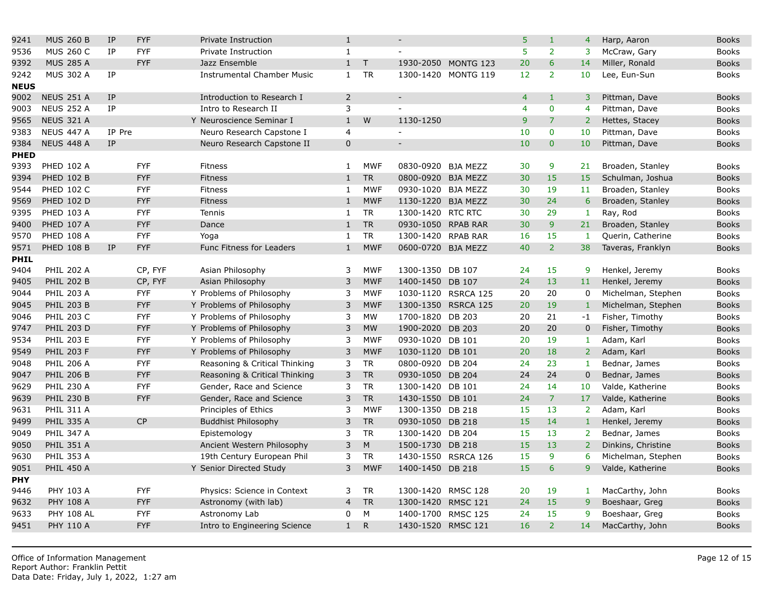| | | | | | | | | | | | | | | |
|---|---|---|---|---|---|---|---|---|---|---|---|---|---|---|
| 9241 | MUS 260 B | IP | FYF | | Private Instruction | 1 | | - | | 5 | 1 | 4 | Harp, Aaron | Books |
| 9536 | MUS 260 C | IP | FYF | | Private Instruction | 1 | | - | | 5 | 2 | 3 | McCraw, Gary | Books |
| 9392 | MUS 285 A | | FYF | | Jazz Ensemble | 1 | T | 1930-2050 | MONTG 123 | 20 | 6 | 14 | Miller, Ronald | Books |
| 9242 | MUS 302 A | IP | | | Instrumental Chamber Music | 1 | TR | 1300-1420 | MONTG 119 | 12 | 2 | 10 | Lee, Eun-Sun | Books |
| **NEUS** | | | | | | | | | | | | | | |
| 9002 | NEUS 251 A | IP | | | Introduction to Research I | 2 | | - | | 4 | 1 | 3 | Pittman, Dave | Books |
| 9003 | NEUS 252 A | IP | | | Intro to Research II | 3 | | - | | 4 | 0 | 4 | Pittman, Dave | Books |
| 9565 | NEUS 321 A | | | Y | Neuroscience Seminar I | 1 | W | 1130-1250 | | 9 | 7 | 2 | Hettes, Stacey | Books |
| 9383 | NEUS 447 A | IP Pre | | | Neuro Research Capstone I | 4 | | - | | 10 | 0 | 10 | Pittman, Dave | Books |
| 9384 | NEUS 448 A | IP | | | Neuro Research Capstone II | 0 | | - | | 10 | 0 | 10 | Pittman, Dave | Books |
| **PHED** | | | | | | | | | | | | | | |
| 9393 | PHED 102 A | | FYF | | Fitness | 1 | MWF | 0830-0920 | BJA MEZZ | 30 | 9 | 21 | Broaden, Stanley | Books |
| 9394 | PHED 102 B | | FYF | | Fitness | 1 | TR | 0800-0920 | BJA MEZZ | 30 | 15 | 15 | Schulman, Joshua | Books |
| 9544 | PHED 102 C | | FYF | | Fitness | 1 | MWF | 0930-1020 | BJA MEZZ | 30 | 19 | 11 | Broaden, Stanley | Books |
| 9569 | PHED 102 D | | FYF | | Fitness | 1 | MWF | 1130-1220 | BJA MEZZ | 30 | 24 | 6 | Broaden, Stanley | Books |
| 9395 | PHED 103 A | | FYF | | Tennis | 1 | TR | 1300-1420 | RTC RTC | 30 | 29 | 1 | Ray, Rod | Books |
| 9400 | PHED 107 A | | FYF | | Dance | 1 | TR | 0930-1050 | RPAB RAR | 30 | 9 | 21 | Broaden, Stanley | Books |
| 9570 | PHED 108 A | | FYF | | Yoga | 1 | TR | 1300-1420 | RPAB RAR | 16 | 15 | 1 | Querin, Catherine | Books |
| 9571 | PHED 108 B | IP | FYF | | Func Fitness for Leaders | 1 | MWF | 0600-0720 | BJA MEZZ | 40 | 2 | 38 | Taveras, Franklyn | Books |
| **PHIL** | | | | | | | | | | | | | | |
| 9404 | PHIL 202 A | | CP, FYF | | Asian Philosophy | 3 | MWF | 1300-1350 | DB 107 | 24 | 15 | 9 | Henkel, Jeremy | Books |
| 9405 | PHIL 202 B | | CP, FYF | | Asian Philosophy | 3 | MWF | 1400-1450 | DB 107 | 24 | 13 | 11 | Henkel, Jeremy | Books |
| 9044 | PHIL 203 A | | FYF | Y | Problems of Philosophy | 3 | MWF | 1030-1120 | RSRCA 125 | 20 | 20 | 0 | Michelman, Stephen | Books |
| 9045 | PHIL 203 B | | FYF | Y | Problems of Philosophy | 3 | MWF | 1300-1350 | RSRCA 125 | 20 | 19 | 1 | Michelman, Stephen | Books |
| 9046 | PHIL 203 C | | FYF | Y | Problems of Philosophy | 3 | MW | 1700-1820 | DB 203 | 20 | 21 | -1 | Fisher, Timothy | Books |
| 9747 | PHIL 203 D | | FYF | Y | Problems of Philosophy | 3 | MW | 1900-2020 | DB 203 | 20 | 20 | 0 | Fisher, Timothy | Books |
| 9534 | PHIL 203 E | | FYF | Y | Problems of Philosophy | 3 | MWF | 0930-1020 | DB 101 | 20 | 19 | 1 | Adam, Karl | Books |
| 9549 | PHIL 203 F | | FYF | Y | Problems of Philosophy | 3 | MWF | 1030-1120 | DB 101 | 20 | 18 | 2 | Adam, Karl | Books |
| 9048 | PHIL 206 A | | FYF | | Reasoning & Critical Thinking | 3 | TR | 0800-0920 | DB 204 | 24 | 23 | 1 | Bednar, James | Books |
| 9047 | PHIL 206 B | | FYF | | Reasoning & Critical Thinking | 3 | TR | 0930-1050 | DB 204 | 24 | 24 | 0 | Bednar, James | Books |
| 9629 | PHIL 230 A | | FYF | | Gender, Race and Science | 3 | TR | 1300-1420 | DB 101 | 24 | 14 | 10 | Valde, Katherine | Books |
| 9639 | PHIL 230 B | | FYF | | Gender, Race and Science | 3 | TR | 1430-1550 | DB 101 | 24 | 7 | 17 | Valde, Katherine | Books |
| 9631 | PHIL 311 A | | | | Principles of Ethics | 3 | MWF | 1300-1350 | DB 218 | 15 | 13 | 2 | Adam, Karl | Books |
| 9499 | PHIL 335 A | | CP | | Buddhist Philosophy | 3 | TR | 0930-1050 | DB 218 | 15 | 14 | 1 | Henkel, Jeremy | Books |
| 9049 | PHIL 347 A | | | | Epistemology | 3 | TR | 1300-1420 | DB 204 | 15 | 13 | 2 | Bednar, James | Books |
| 9050 | PHIL 351 A | | | | Ancient Western Philosophy | 3 | M | 1500-1730 | DB 218 | 15 | 13 | 2 | Dinkins, Christine | Books |
| 9630 | PHIL 353 A | | | | 19th Century European Phil | 3 | TR | 1430-1550 | RSRCA 126 | 15 | 9 | 6 | Michelman, Stephen | Books |
| 9051 | PHIL 450 A | | | Y | Senior Directed Study | 3 | MWF | 1400-1450 | DB 218 | 15 | 6 | 9 | Valde, Katherine | Books |
| **PHY** | | | | | | | | | | | | | | |
| 9446 | PHY 103 A | | FYF | | Physics: Science in Context | 3 | TR | 1300-1420 | RMSC 128 | 20 | 19 | 1 | MacCarthy, John | Books |
| 9632 | PHY 108 A | | FYF | | Astronomy (with lab) | 4 | TR | 1300-1420 | RMSC 121 | 24 | 15 | 9 | Boeshaar, Greg | Books |
| 9633 | PHY 108 AL | | FYF | | Astronomy Lab | 0 | M | 1400-1700 | RMSC 125 | 24 | 15 | 9 | Boeshaar, Greg | Books |
| 9451 | PHY 110 A | | FYF | | Intro to Engineering Science | 1 | R | 1430-1520 | RMSC 121 | 16 | 2 | 14 | MacCarthy, John | Books |

Office of Information Management
Report Author: Franklin Pettit
Data Date: Friday, July 1, 2022, 1:27 am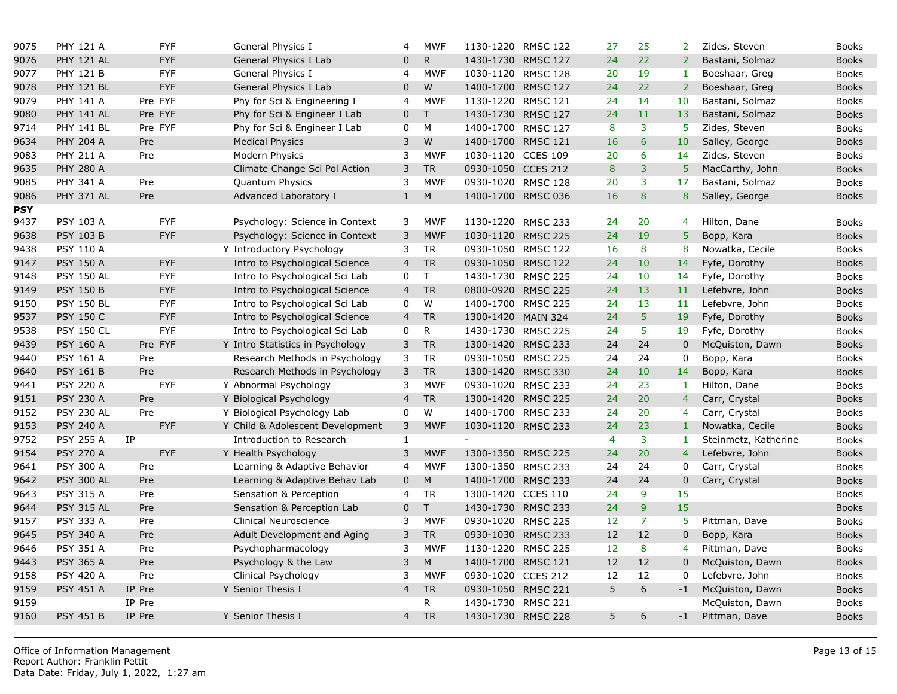| | | | | | | | | | | | | | | |
|---|---|---|---|---|---|---|---|---|---|---|---|---|---|---|
| 9075 | PHY 121 A | | FYF | | General Physics I | 4 | MWF | 1130-1220 | RMSC 122 | 27 | 25 | 2 | Zides, Steven | Books |
| 9076 | PHY 121 AL | | FYF | | General Physics I Lab | 0 | R | 1430-1730 | RMSC 127 | 24 | 22 | 2 | Bastani, Solmaz | Books |
| 9077 | PHY 121 B | | FYF | | General Physics I | 4 | MWF | 1030-1120 | RMSC 128 | 20 | 19 | 1 | Boeshaar, Greg | Books |
| 9078 | PHY 121 BL | | FYF | | General Physics I Lab | 0 | W | 1400-1700 | RMSC 127 | 24 | 22 | 2 | Boeshaar, Greg | Books |
| 9079 | PHY 141 A | Pre | FYF | | Phy for Sci & Engineering I | 4 | MWF | 1130-1220 | RMSC 121 | 24 | 14 | 10 | Bastani, Solmaz | Books |
| 9080 | PHY 141 AL | Pre | FYF | | Phy for Sci & Engineer I Lab | 0 | T | 1430-1730 | RMSC 127 | 24 | 11 | 13 | Bastani, Solmaz | Books |
| 9714 | PHY 141 BL | Pre | FYF | | Phy for Sci & Engineer I Lab | 0 | M | 1400-1700 | RMSC 127 | 8 | 3 | 5 | Zides, Steven | Books |
| 9634 | PHY 204 A | Pre | | | Medical Physics | 3 | W | 1400-1700 | RMSC 121 | 16 | 6 | 10 | Salley, George | Books |
| 9083 | PHY 211 A | Pre | | | Modern Physics | 3 | MWF | 1030-1120 | CCES 109 | 20 | 6 | 14 | Zides, Steven | Books |
| 9635 | PHY 280 A | | | | Climate Change Sci Pol Action | 3 | TR | 0930-1050 | CCES 212 | 8 | 3 | 5 | MacCarthy, John | Books |
| 9085 | PHY 341 A | Pre | | | Quantum Physics | 3 | MWF | 0930-1020 | RMSC 128 | 20 | 3 | 17 | Bastani, Solmaz | Books |
| 9086 | PHY 371 AL | Pre | | | Advanced Laboratory I | 1 | M | 1400-1700 | RMSC 036 | 16 | 8 | 8 | Salley, George | Books |
| **PSY** | | | | | | | | | | | | | | |
| 9437 | PSY 103 A | | FYF | | Psychology: Science in Context | 3 | MWF | 1130-1220 | RMSC 233 | 24 | 20 | 4 | Hilton, Dane | Books |
| 9638 | PSY 103 B | | FYF | | Psychology: Science in Context | 3 | MWF | 1030-1120 | RMSC 225 | 24 | 19 | 5 | Bopp, Kara | Books |
| 9438 | PSY 110 A | | | Y | Introductory Psychology | 3 | TR | 0930-1050 | RMSC 122 | 16 | 8 | 8 | Nowatka, Cecile | Books |
| 9147 | PSY 150 A | | FYF | | Intro to Psychological Science | 4 | TR | 0930-1050 | RMSC 122 | 24 | 10 | 14 | Fyfe, Dorothy | Books |
| 9148 | PSY 150 AL | | FYF | | Intro to Psychological Sci Lab | 0 | T | 1430-1730 | RMSC 225 | 24 | 10 | 14 | Fyfe, Dorothy | Books |
| 9149 | PSY 150 B | | FYF | | Intro to Psychological Science | 4 | TR | 0800-0920 | RMSC 225 | 24 | 13 | 11 | Lefebvre, John | Books |
| 9150 | PSY 150 BL | | FYF | | Intro to Psychological Sci Lab | 0 | W | 1400-1700 | RMSC 225 | 24 | 13 | 11 | Lefebvre, John | Books |
| 9537 | PSY 150 C | | FYF | | Intro to Psychological Science | 4 | TR | 1300-1420 | MAIN 324 | 24 | 5 | 19 | Fyfe, Dorothy | Books |
| 9538 | PSY 150 CL | | FYF | | Intro to Psychological Sci Lab | 0 | R | 1430-1730 | RMSC 225 | 24 | 5 | 19 | Fyfe, Dorothy | Books |
| 9439 | PSY 160 A | Pre | FYF | Y | Intro Statistics in Psychology | 3 | TR | 1300-1420 | RMSC 233 | 24 | 24 | 0 | McQuiston, Dawn | Books |
| 9440 | PSY 161 A | Pre | | | Research Methods in Psychology | 3 | TR | 0930-1050 | RMSC 225 | 24 | 24 | 0 | Bopp, Kara | Books |
| 9640 | PSY 161 B | Pre | | | Research Methods in Psychology | 3 | TR | 1300-1420 | RMSC 330 | 24 | 10 | 14 | Bopp, Kara | Books |
| 9441 | PSY 220 A | | FYF | Y | Abnormal Psychology | 3 | MWF | 0930-1020 | RMSC 233 | 24 | 23 | 1 | Hilton, Dane | Books |
| 9151 | PSY 230 A | Pre | | Y | Biological Psychology | 4 | TR | 1300-1420 | RMSC 225 | 24 | 20 | 4 | Carr, Crystal | Books |
| 9152 | PSY 230 AL | Pre | | Y | Biological Psychology Lab | 0 | W | 1400-1700 | RMSC 233 | 24 | 20 | 4 | Carr, Crystal | Books |
| 9153 | PSY 240 A | | FYF | Y | Child & Adolescent Development | 3 | MWF | 1030-1120 | RMSC 233 | 24 | 23 | 1 | Nowatka, Cecile | Books |
| 9752 | PSY 255 A | IP | | | Introduction to Research | 1 | | - | | 4 | 3 | 1 | Steinmetz, Katherine | Books |
| 9154 | PSY 270 A | | FYF | Y | Health Psychology | 3 | MWF | 1300-1350 | RMSC 225 | 24 | 20 | 4 | Lefebvre, John | Books |
| 9641 | PSY 300 A | Pre | | | Learning & Adaptive Behavior | 4 | MWF | 1300-1350 | RMSC 233 | 24 | 24 | 0 | Carr, Crystal | Books |
| 9642 | PSY 300 AL | Pre | | | Learning & Adaptive Behav Lab | 0 | M | 1400-1700 | RMSC 233 | 24 | 24 | 0 | Carr, Crystal | Books |
| 9643 | PSY 315 A | Pre | | | Sensation & Perception | 4 | TR | 1300-1420 | CCES 110 | 24 | 9 | 15 | | Books |
| 9644 | PSY 315 AL | Pre | | | Sensation & Perception Lab | 0 | T | 1430-1730 | RMSC 233 | 24 | 9 | 15 | | Books |
| 9157 | PSY 333 A | Pre | | | Clinical Neuroscience | 3 | MWF | 0930-1020 | RMSC 225 | 12 | 7 | 5 | Pittman, Dave | Books |
| 9645 | PSY 340 A | Pre | | | Adult Development and Aging | 3 | TR | 0930-1030 | RMSC 233 | 12 | 12 | 0 | Bopp, Kara | Books |
| 9646 | PSY 351 A | Pre | | | Psychopharmacology | 3 | MWF | 1130-1220 | RMSC 225 | 12 | 8 | 4 | Pittman, Dave | Books |
| 9443 | PSY 365 A | Pre | | | Psychology & the Law | 3 | M | 1400-1700 | RMSC 121 | 12 | 12 | 0 | McQuiston, Dawn | Books |
| 9158 | PSY 420 A | Pre | | | Clinical Psychology | 3 | MWF | 0930-1020 | CCES 212 | 12 | 12 | 0 | Lefebvre, John | Books |
| 9159 | PSY 451 A | IP Pre | | Y | Senior Thesis I | 4 | TR | 0930-1050 | RMSC 221 | 5 | 6 | -1 | McQuiston, Dawn | Books |
| 9159 | | IP Pre | | | | | R | 1430-1730 | RMSC 221 | | | | McQuiston, Dawn | Books |
| 9160 | PSY 451 B | IP Pre | | Y | Senior Thesis I | 4 | TR | 1430-1730 | RMSC 228 | 5 | 6 | -1 | Pittman, Dave | Books |

Office of Information Management
Report Author: Franklin Pettit
Data Date: Friday, July 1, 2022, 1:27 am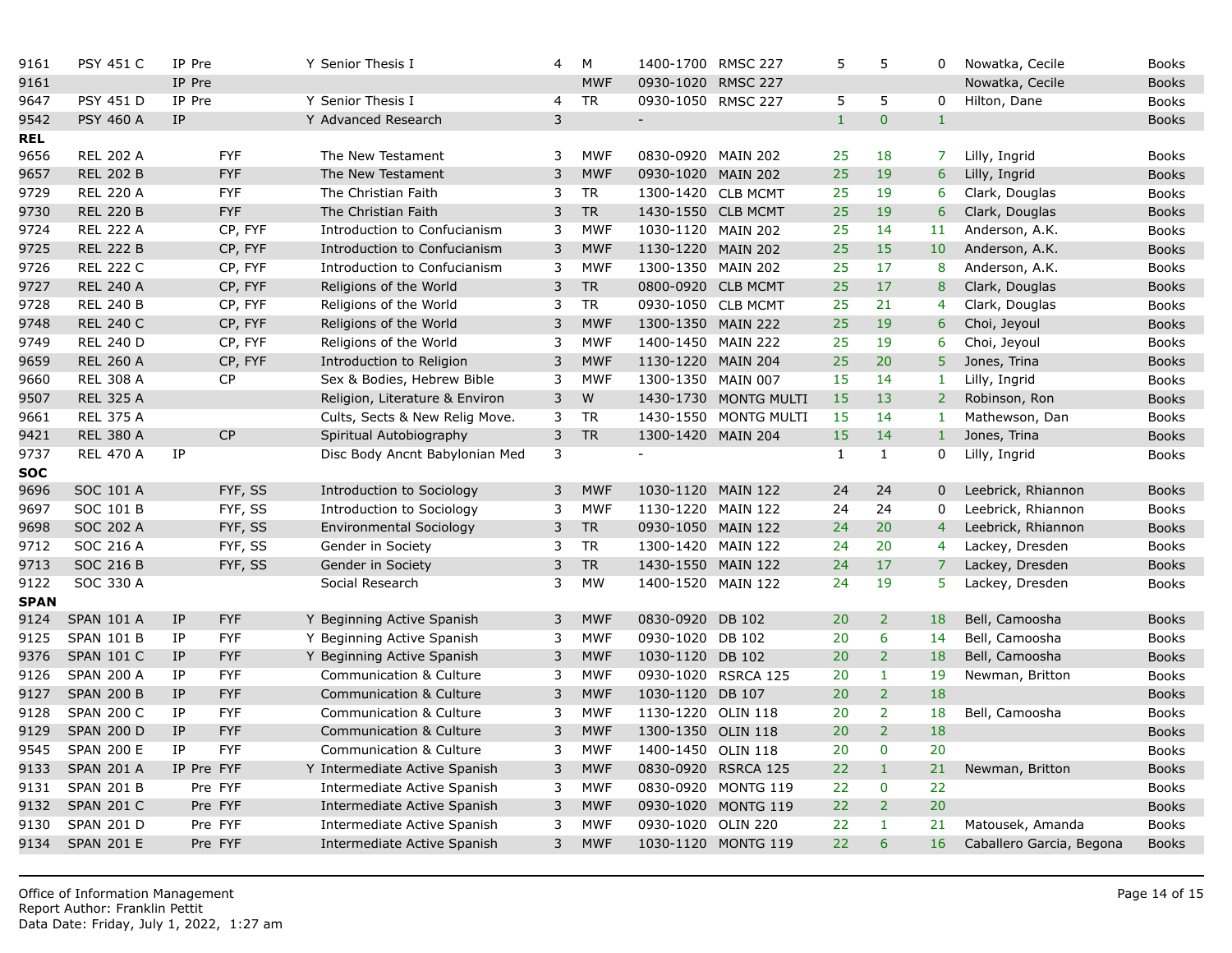| | | | | | | | | | | | | | | |
|---|---|---|---|---|---|---|---|---|---|---|---|---|---|---|
| 9161 | PSY 451 C | IP Pre | | Y | Senior Thesis I | 4 | M | 1400-1700 | RMSC 227 | 5 | 5 | 0 | Nowatka, Cecile | Books |
| 9161 | | IP Pre | | | | | MWF | 0930-1020 | RMSC 227 | | | | Nowatka, Cecile | Books |
| 9647 | PSY 451 D | IP Pre | | Y | Senior Thesis I | 4 | TR | 0930-1050 | RMSC 227 | 5 | 5 | 0 | Hilton, Dane | Books |
| 9542 | PSY 460 A | IP | | Y | Advanced Research | 3 | | - | | 1 | 0 | 1 | | Books |
| **REL** | | | | | | | | | | | | | | |
| 9656 | REL 202 A | | FYF | | The New Testament | 3 | MWF | 0830-0920 | MAIN 202 | 25 | 18 | 7 | Lilly, Ingrid | Books |
| 9657 | REL 202 B | | FYF | | The New Testament | 3 | MWF | 0930-1020 | MAIN 202 | 25 | 19 | 6 | Lilly, Ingrid | Books |
| 9729 | REL 220 A | | FYF | | The Christian Faith | 3 | TR | 1300-1420 | CLB MCMT | 25 | 19 | 6 | Clark, Douglas | Books |
| 9730 | REL 220 B | | FYF | | The Christian Faith | 3 | TR | 1430-1550 | CLB MCMT | 25 | 19 | 6 | Clark, Douglas | Books |
| 9724 | REL 222 A | | CP, FYF | | Introduction to Confucianism | 3 | MWF | 1030-1120 | MAIN 202 | 25 | 14 | 11 | Anderson, A.K. | Books |
| 9725 | REL 222 B | | CP, FYF | | Introduction to Confucianism | 3 | MWF | 1130-1220 | MAIN 202 | 25 | 15 | 10 | Anderson, A.K. | Books |
| 9726 | REL 222 C | | CP, FYF | | Introduction to Confucianism | 3 | MWF | 1300-1350 | MAIN 202 | 25 | 17 | 8 | Anderson, A.K. | Books |
| 9727 | REL 240 A | | CP, FYF | | Religions of the World | 3 | TR | 0800-0920 | CLB MCMT | 25 | 17 | 8 | Clark, Douglas | Books |
| 9728 | REL 240 B | | CP, FYF | | Religions of the World | 3 | TR | 0930-1050 | CLB MCMT | 25 | 21 | 4 | Clark, Douglas | Books |
| 9748 | REL 240 C | | CP, FYF | | Religions of the World | 3 | MWF | 1300-1350 | MAIN 222 | 25 | 19 | 6 | Choi, Jeyoul | Books |
| 9749 | REL 240 D | | CP, FYF | | Religions of the World | 3 | MWF | 1400-1450 | MAIN 222 | 25 | 19 | 6 | Choi, Jeyoul | Books |
| 9659 | REL 260 A | | CP, FYF | | Introduction to Religion | 3 | MWF | 1130-1220 | MAIN 204 | 25 | 20 | 5 | Jones, Trina | Books |
| 9660 | REL 308 A | | CP | | Sex & Bodies, Hebrew Bible | 3 | MWF | 1300-1350 | MAIN 007 | 15 | 14 | 1 | Lilly, Ingrid | Books |
| 9507 | REL 325 A | | | | Religion, Literature & Environ | 3 | W | 1430-1730 | MONTG MULTI | 15 | 13 | 2 | Robinson, Ron | Books |
| 9661 | REL 375 A | | | | Cults, Sects & New Relig Move. | 3 | TR | 1430-1550 | MONTG MULTI | 15 | 14 | 1 | Mathewson, Dan | Books |
| 9421 | REL 380 A | | CP | | Spiritual Autobiography | 3 | TR | 1300-1420 | MAIN 204 | 15 | 14 | 1 | Jones, Trina | Books |
| 9737 | REL 470 A | IP | | | Disc Body Ancnt Babylonian Med | 3 | | - | | 1 | 1 | 0 | Lilly, Ingrid | Books |
| **SOC** | | | | | | | | | | | | | | |
| 9696 | SOC 101 A | | FYF, SS | | Introduction to Sociology | 3 | MWF | 1030-1120 | MAIN 122 | 24 | 24 | 0 | Leebrick, Rhiannon | Books |
| 9697 | SOC 101 B | | FYF, SS | | Introduction to Sociology | 3 | MWF | 1130-1220 | MAIN 122 | 24 | 24 | 0 | Leebrick, Rhiannon | Books |
| 9698 | SOC 202 A | | FYF, SS | | Environmental Sociology | 3 | TR | 0930-1050 | MAIN 122 | 24 | 20 | 4 | Leebrick, Rhiannon | Books |
| 9712 | SOC 216 A | | FYF, SS | | Gender in Society | 3 | TR | 1300-1420 | MAIN 122 | 24 | 20 | 4 | Lackey, Dresden | Books |
| 9713 | SOC 216 B | | FYF, SS | | Gender in Society | 3 | TR | 1430-1550 | MAIN 122 | 24 | 17 | 7 | Lackey, Dresden | Books |
| 9122 | SOC 330 A | | | | Social Research | 3 | MW | 1400-1520 | MAIN 122 | 24 | 19 | 5 | Lackey, Dresden | Books |
| **SPAN** | | | | | | | | | | | | | | |
| 9124 | SPAN 101 A | IP | FYF | Y | Beginning Active Spanish | 3 | MWF | 0830-0920 | DB 102 | 20 | 2 | 18 | Bell, Camoosha | Books |
| 9125 | SPAN 101 B | IP | FYF | Y | Beginning Active Spanish | 3 | MWF | 0930-1020 | DB 102 | 20 | 6 | 14 | Bell, Camoosha | Books |
| 9376 | SPAN 101 C | IP | FYF | Y | Beginning Active Spanish | 3 | MWF | 1030-1120 | DB 102 | 20 | 2 | 18 | Bell, Camoosha | Books |
| 9126 | SPAN 200 A | IP | FYF | | Communication & Culture | 3 | MWF | 0930-1020 | RSRCA 125 | 20 | 1 | 19 | Newman, Britton | Books |
| 9127 | SPAN 200 B | IP | FYF | | Communication & Culture | 3 | MWF | 1030-1120 | DB 107 | 20 | 2 | 18 | | Books |
| 9128 | SPAN 200 C | IP | FYF | | Communication & Culture | 3 | MWF | 1130-1220 | OLIN 118 | 20 | 2 | 18 | Bell, Camoosha | Books |
| 9129 | SPAN 200 D | IP | FYF | | Communication & Culture | 3 | MWF | 1300-1350 | OLIN 118 | 20 | 2 | 18 | | Books |
| 9545 | SPAN 200 E | IP | FYF | | Communication & Culture | 3 | MWF | 1400-1450 | OLIN 118 | 20 | 0 | 20 | | Books |
| 9133 | SPAN 201 A | IP Pre | FYF | Y | Intermediate Active Spanish | 3 | MWF | 0830-0920 | RSRCA 125 | 22 | 1 | 21 | Newman, Britton | Books |
| 9131 | SPAN 201 B | Pre | FYF | | Intermediate Active Spanish | 3 | MWF | 0830-0920 | MONTG 119 | 22 | 0 | 22 | | Books |
| 9132 | SPAN 201 C | Pre | FYF | | Intermediate Active Spanish | 3 | MWF | 0930-1020 | MONTG 119 | 22 | 2 | 20 | | Books |
| 9130 | SPAN 201 D | Pre | FYF | | Intermediate Active Spanish | 3 | MWF | 0930-1020 | OLIN 220 | 22 | 1 | 21 | Matousek, Amanda | Books |
| 9134 | SPAN 201 E | Pre | FYF | | Intermediate Active Spanish | 3 | MWF | 1030-1120 | MONTG 119 | 22 | 6 | 16 | Caballero Garcia, Begona | Books |

Office of Information Management
Report Author: Franklin Pettit
Data Date: Friday, July 1, 2022, 1:27 am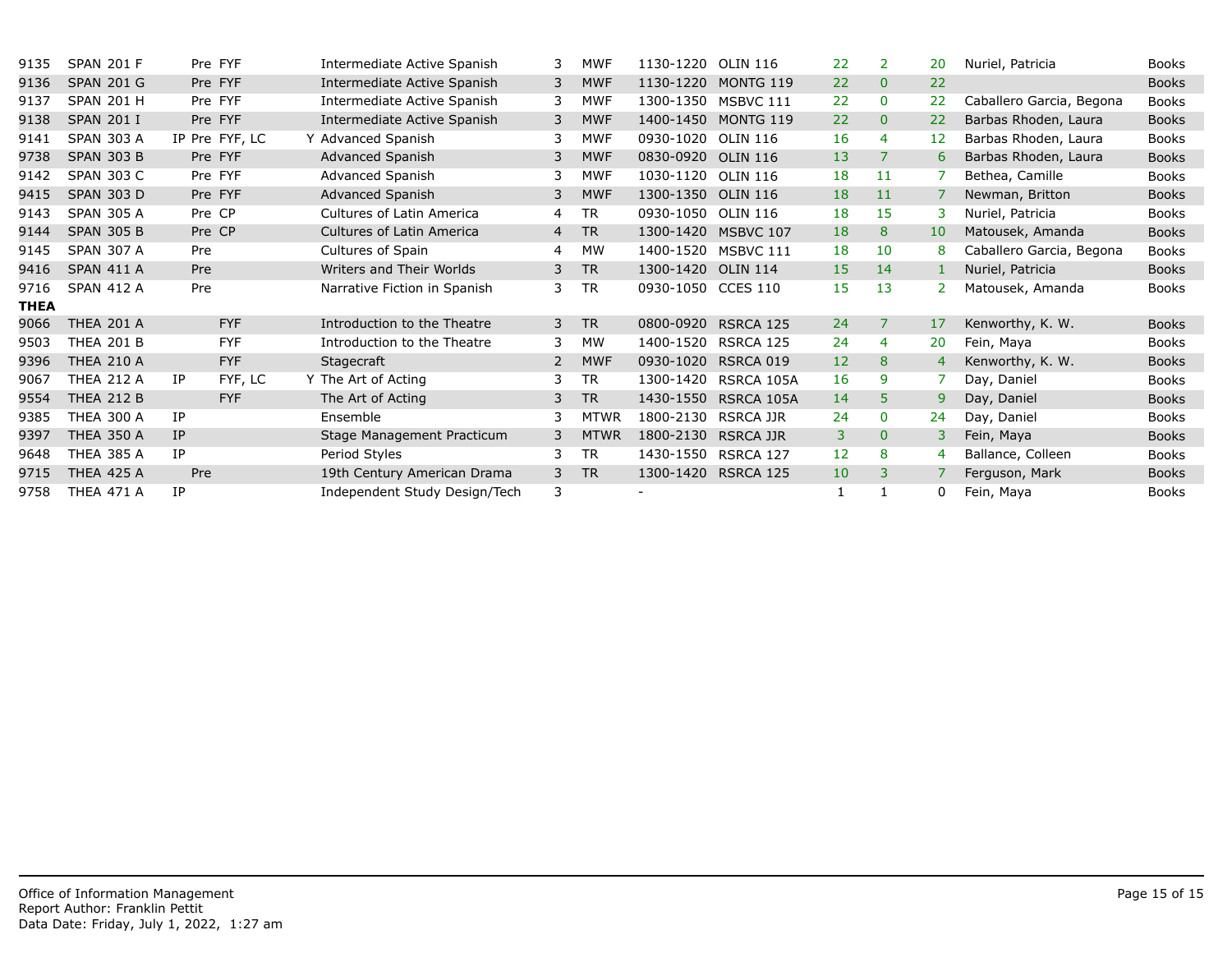| | | | | | | | | | | | | | | |
|---|---|---|---|---|---|---|---|---|---|---|---|---|---|---|
| 9135 | SPAN 201 F | | Pre | FYF | | Intermediate Active Spanish | 3 | MWF | 1130-1220 | OLIN 116 | 22 | 2 | 20 | Nuriel, Patricia | Books |
| 9136 | SPAN 201 G | | Pre | FYF | | Intermediate Active Spanish | 3 | MWF | 1130-1220 | MONTG 119 | 22 | 0 | 22 | | Books |
| 9137 | SPAN 201 H | | Pre | FYF | | Intermediate Active Spanish | 3 | MWF | 1300-1350 | MSBVC 111 | 22 | 0 | 22 | Caballero Garcia, Begona | Books |
| 9138 | SPAN 201 I | | Pre | FYF | | Intermediate Active Spanish | 3 | MWF | 1400-1450 | MONTG 119 | 22 | 0 | 22 | Barbas Rhoden, Laura | Books |
| 9141 | SPAN 303 A | IP | Pre | FYF, LC | Y | Advanced Spanish | 3 | MWF | 0930-1020 | OLIN 116 | 16 | 4 | 12 | Barbas Rhoden, Laura | Books |
| 9738 | SPAN 303 B | | Pre | FYF | | Advanced Spanish | 3 | MWF | 0830-0920 | OLIN 116 | 13 | 7 | 6 | Barbas Rhoden, Laura | Books |
| 9142 | SPAN 303 C | | Pre | FYF | | Advanced Spanish | 3 | MWF | 1030-1120 | OLIN 116 | 18 | 11 | 7 | Bethea, Camille | Books |
| 9415 | SPAN 303 D | | Pre | FYF | | Advanced Spanish | 3 | MWF | 1300-1350 | OLIN 116 | 18 | 11 | 7 | Newman, Britton | Books |
| 9143 | SPAN 305 A | | Pre | CP | | Cultures of Latin America | 4 | TR | 0930-1050 | OLIN 116 | 18 | 15 | 3 | Nuriel, Patricia | Books |
| 9144 | SPAN 305 B | | Pre | CP | | Cultures of Latin America | 4 | TR | 1300-1420 | MSBVC 107 | 18 | 8 | 10 | Matousek, Amanda | Books |
| 9145 | SPAN 307 A | | Pre | | | Cultures of Spain | 4 | MW | 1400-1520 | MSBVC 111 | 18 | 10 | 8 | Caballero Garcia, Begona | Books |
| 9416 | SPAN 411 A | | Pre | | | Writers and Their Worlds | 3 | TR | 1300-1420 | OLIN 114 | 15 | 14 | 1 | Nuriel, Patricia | Books |
| 9716 | SPAN 412 A | | Pre | | | Narrative Fiction in Spanish | 3 | TR | 0930-1050 | CCES 110 | 15 | 13 | 2 | Matousek, Amanda | Books |
| **THEA** | | | | | | | | | | | | | | | |
| 9066 | THEA 201 A | | | FYF | | Introduction to the Theatre | 3 | TR | 0800-0920 | RSRCA 125 | 24 | 7 | 17 | Kenworthy, K. W. | Books |
| 9503 | THEA 201 B | | | FYF | | Introduction to the Theatre | 3 | MW | 1400-1520 | RSRCA 125 | 24 | 4 | 20 | Fein, Maya | Books |
| 9396 | THEA 210 A | | | FYF | | Stagecraft | 2 | MWF | 0930-1020 | RSRCA 019 | 12 | 8 | 4 | Kenworthy, K. W. | Books |
| 9067 | THEA 212 A | IP | | FYF, LC | Y | The Art of Acting | 3 | TR | 1300-1420 | RSRCA 105A | 16 | 9 | 7 | Day, Daniel | Books |
| 9554 | THEA 212 B | | | FYF | | The Art of Acting | 3 | TR | 1430-1550 | RSRCA 105A | 14 | 5 | 9 | Day, Daniel | Books |
| 9385 | THEA 300 A | IP | | | | Ensemble | 3 | MTWR | 1800-2130 | RSRCA JJR | 24 | 0 | 24 | Day, Daniel | Books |
| 9397 | THEA 350 A | IP | | | | Stage Management Practicum | 3 | MTWR | 1800-2130 | RSRCA JJR | 3 | 0 | 3 | Fein, Maya | Books |
| 9648 | THEA 385 A | IP | | | | Period Styles | 3 | TR | 1430-1550 | RSRCA 127 | 12 | 8 | 4 | Ballance, Colleen | Books |
| 9715 | THEA 425 A | | Pre | | | 19th Century American Drama | 3 | TR | 1300-1420 | RSRCA 125 | 10 | 3 | 7 | Ferguson, Mark | Books |
| 9758 | THEA 471 A | IP | | | | Independent Study Design/Tech | 3 | | - | | 1 | 1 | 0 | Fein, Maya | Books |

Office of Information Management
Report Author: Franklin Pettit
Data Date: Friday, July 1, 2022, 1:27 am